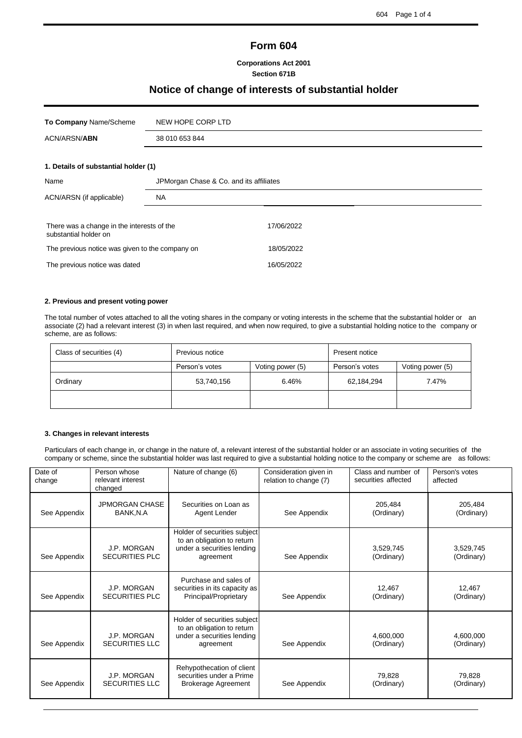# Form 604

**Corporations Act 2001**
**Section 671B**

## Notice of change of interests of substantial holder

| **To Company** Name/Scheme | NEW HOPE CORP LTD |
|---|---|
| ACN/ARSN/**ABN** | 38 010 653 844 |

### 1. Details of substantial holder (1)

| Name | JPMorgan Chase & Co. and its affiliates |
|---|---|
| ACN/ARSN (if applicable) | NA |

| | |
|---|---|
| There was a change in the interests of the substantial holder on | 17/06/2022 |
| The previous notice was given to the company on | 18/05/2022 |
| The previous notice was dated | 16/05/2022 |

### 2. Previous and present voting power

The total number of votes attached to all the voting shares in the company or voting interests in the scheme that the substantial holder or an associate (2) had a relevant interest (3) in when last required, and when now required, to give a substantial holding notice to the company or scheme, are as follows:

| Class of securities (4) | Previous notice | | Present notice | |
|---|---|---|---|---|
| | Person's votes | Voting power (5) | Person's votes | Voting power (5) |
| Ordinary | 53,740,156 | 6.46% | 62,184,294 | 7.47% |
| | | | | |

### 3. Changes in relevant interests

Particulars of each change in, or change in the nature of, a relevant interest of the substantial holder or an associate in voting securities of the company or scheme, since the substantial holder was last required to give a substantial holding notice to the company or scheme are as follows:

| Date of change | Person whose relevant interest changed | Nature of change (6) | Consideration given in relation to change (7) | Class and number of securities affected | Person's votes affected |
|---|---|---|---|---|---|
| See Appendix | JPMORGAN CHASE BANK,N.A | Securities on Loan as Agent Lender | See Appendix | 205,484 (Ordinary) | 205,484 (Ordinary) |
| See Appendix | J.P. MORGAN SECURITIES PLC | Holder of securities subject to an obligation to return under a securities lending agreement | See Appendix | 3,529,745 (Ordinary) | 3,529,745 (Ordinary) |
| See Appendix | J.P. MORGAN SECURITIES PLC | Purchase and sales of securities in its capacity as Principal/Proprietary | See Appendix | 12,467 (Ordinary) | 12,467 (Ordinary) |
| See Appendix | J.P. MORGAN SECURITIES LLC | Holder of securities subject to an obligation to return under a securities lending agreement | See Appendix | 4,600,000 (Ordinary) | 4,600,000 (Ordinary) |
| See Appendix | J.P. MORGAN SECURITIES LLC | Rehypothecation of client securities under a Prime Brokerage Agreement | See Appendix | 79,828 (Ordinary) | 79,828 (Ordinary) |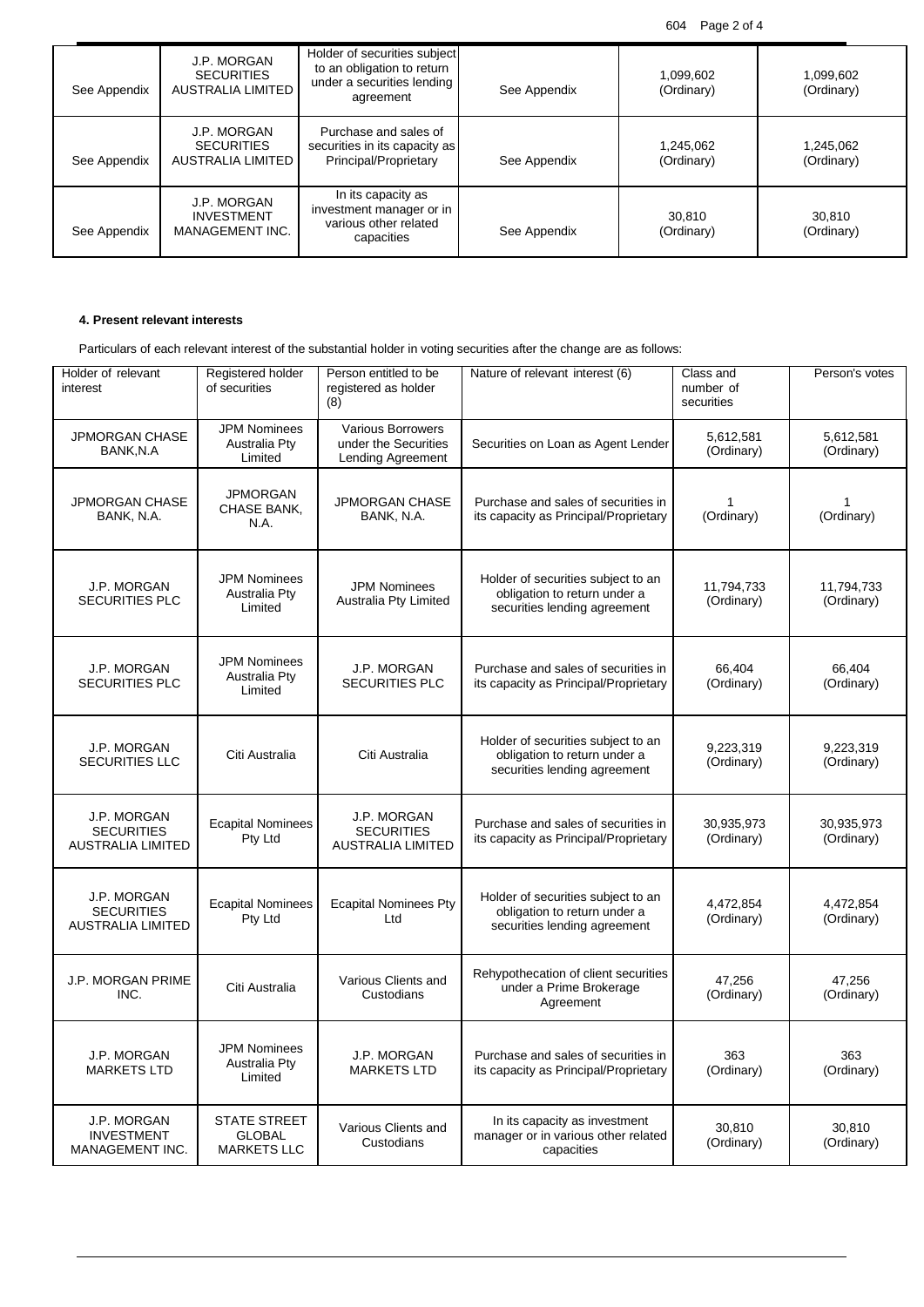| See Appendix | J.P. MORGAN SECURITIES AUSTRALIA LIMITED | Holder of securities subject to an obligation to return under a securities lending agreement | See Appendix | 1,099,602 (Ordinary) | 1,099,602 (Ordinary) |
|---|---|---|---|---|---|
| See Appendix | J.P. MORGAN SECURITIES AUSTRALIA LIMITED | Purchase and sales of securities in its capacity as Principal/Proprietary | See Appendix | 1,245,062 (Ordinary) | 1,245,062 (Ordinary) |
| See Appendix | J.P. MORGAN INVESTMENT MANAGEMENT INC. | In its capacity as investment manager or in various other related capacities | See Appendix | 30,810 (Ordinary) | 30,810 (Ordinary) |

**4. Present relevant interests**

Particulars of each relevant interest of the substantial holder in voting securities after the change are as follows:

| Holder of relevant interest | Registered holder of securities | Person entitled to be registered as holder (8) | Nature of relevant interest (6) | Class and number of securities | Person's votes |
|---|---|---|---|---|---|
| JPMORGAN CHASE BANK,N.A | JPM Nominees Australia Pty Limited | Various Borrowers under the Securities Lending Agreement | Securities on Loan as Agent Lender | 5,612,581 (Ordinary) | 5,612,581 (Ordinary) |
| JPMORGAN CHASE BANK, N.A. | JPMORGAN CHASE BANK, N.A. | JPMORGAN CHASE BANK, N.A. | Purchase and sales of securities in its capacity as Principal/Proprietary | 1 (Ordinary) | 1 (Ordinary) |
| J.P. MORGAN SECURITIES PLC | JPM Nominees Australia Pty Limited | JPM Nominees Australia Pty Limited | Holder of securities subject to an obligation to return under a securities lending agreement | 11,794,733 (Ordinary) | 11,794,733 (Ordinary) |
| J.P. MORGAN SECURITIES PLC | JPM Nominees Australia Pty Limited | J.P. MORGAN SECURITIES PLC | Purchase and sales of securities in its capacity as Principal/Proprietary | 66,404 (Ordinary) | 66,404 (Ordinary) |
| J.P. MORGAN SECURITIES LLC | Citi Australia | Citi Australia | Holder of securities subject to an obligation to return under a securities lending agreement | 9,223,319 (Ordinary) | 9,223,319 (Ordinary) |
| J.P. MORGAN SECURITIES AUSTRALIA LIMITED | Ecapital Nominees Pty Ltd | J.P. MORGAN SECURITIES AUSTRALIA LIMITED | Purchase and sales of securities in its capacity as Principal/Proprietary | 30,935,973 (Ordinary) | 30,935,973 (Ordinary) |
| J.P. MORGAN SECURITIES AUSTRALIA LIMITED | Ecapital Nominees Pty Ltd | Ecapital Nominees Pty Ltd | Holder of securities subject to an obligation to return under a securities lending agreement | 4,472,854 (Ordinary) | 4,472,854 (Ordinary) |
| J.P. MORGAN PRIME INC. | Citi Australia | Various Clients and Custodians | Rehypothecation of client securities under a Prime Brokerage Agreement | 47,256 (Ordinary) | 47,256 (Ordinary) |
| J.P. MORGAN MARKETS LTD | JPM Nominees Australia Pty Limited | J.P. MORGAN MARKETS LTD | Purchase and sales of securities in its capacity as Principal/Proprietary | 363 (Ordinary) | 363 (Ordinary) |
| J.P. MORGAN INVESTMENT MANAGEMENT INC. | STATE STREET GLOBAL MARKETS LLC | Various Clients and Custodians | In its capacity as investment manager or in various other related capacities | 30,810 (Ordinary) | 30,810 (Ordinary) |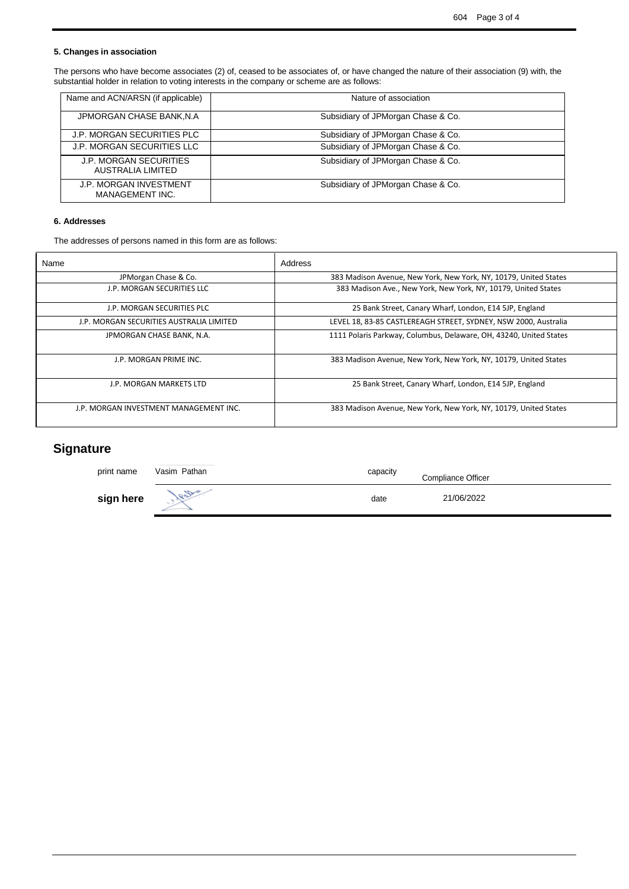#### 5. Changes in association

The persons who have become associates (2) of, ceased to be associates of, or have changed the nature of their association (9) with, the substantial holder in relation to voting interests in the company or scheme are as follows:

| Name and ACN/ARSN (if applicable) | Nature of association |
|---|---|
| JPMORGAN CHASE BANK,N.A | Subsidiary of JPMorgan Chase & Co. |
| J.P. MORGAN SECURITIES PLC | Subsidiary of JPMorgan Chase & Co. |
| J.P. MORGAN SECURITIES LLC | Subsidiary of JPMorgan Chase & Co. |
| J.P. MORGAN SECURITIES AUSTRALIA LIMITED | Subsidiary of JPMorgan Chase & Co. |
| J.P. MORGAN INVESTMENT MANAGEMENT INC. | Subsidiary of JPMorgan Chase & Co. |

#### 6. Addresses

The addresses of persons named in this form are as follows:

| Name | Address |
|---|---|
| JPMorgan Chase & Co. | 383 Madison Avenue, New York, New York, NY, 10179, United States |
| J.P. MORGAN SECURITIES LLC | 383 Madison Ave., New York, New York, NY, 10179, United States |
| J.P. MORGAN SECURITIES PLC | 25 Bank Street, Canary Wharf, London, E14 5JP, England |
| J.P. MORGAN SECURITIES AUSTRALIA LIMITED | LEVEL 18, 83-85 CASTLEREAGH STREET, SYDNEY, NSW 2000, Australia |
| JPMORGAN CHASE BANK, N.A. | 1111 Polaris Parkway, Columbus, Delaware, OH, 43240, United States |
| J.P. MORGAN PRIME INC. | 383 Madison Avenue, New York, New York, NY, 10179, United States |
| J.P. MORGAN MARKETS LTD | 25 Bank Street, Canary Wharf, London, E14 5JP, England |
| J.P. MORGAN INVESTMENT MANAGEMENT INC. | 383 Madison Avenue, New York, New York, NY, 10179, United States |

## Signature

| print name | Vasim Pathan | capacity | Compliance Officer |
|---|---|---|---|
| **sign here** | | date | 21/06/2022 |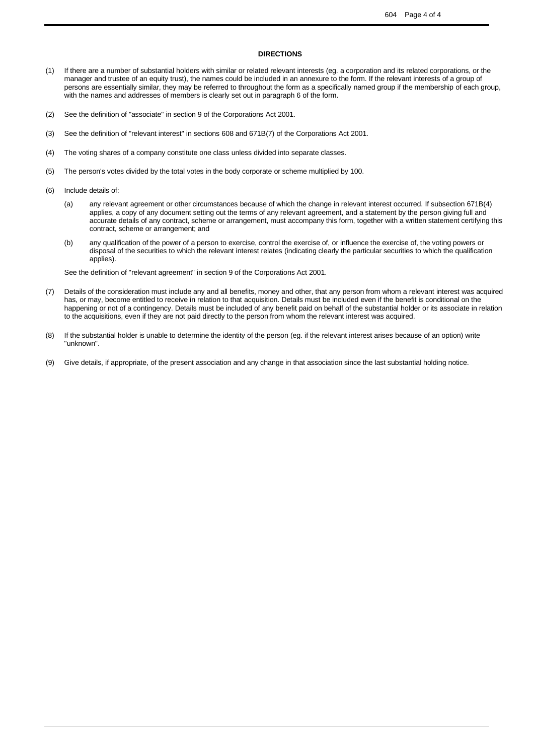**DIRECTIONS**

(1) If there are a number of substantial holders with similar or related relevant interests (eg. a corporation and its related corporations, or the manager and trustee of an equity trust), the names could be included in an annexure to the form. If the relevant interests of a group of persons are essentially similar, they may be referred to throughout the form as a specifically named group if the membership of each group, with the names and addresses of members is clearly set out in paragraph 6 of the form.

(2) See the definition of "associate" in section 9 of the Corporations Act 2001.

(3) See the definition of "relevant interest" in sections 608 and 671B(7) of the Corporations Act 2001.

(4) The voting shares of a company constitute one class unless divided into separate classes.

(5) The person's votes divided by the total votes in the body corporate or scheme multiplied by 100.

(6) Include details of:

  (a) any relevant agreement or other circumstances because of which the change in relevant interest occurred. If subsection 671B(4) applies, a copy of any document setting out the terms of any relevant agreement, and a statement by the person giving full and accurate details of any contract, scheme or arrangement, must accompany this form, together with a written statement certifying this contract, scheme or arrangement; and

  (b) any qualification of the power of a person to exercise, control the exercise of, or influence the exercise of, the voting powers or disposal of the securities to which the relevant interest relates (indicating clearly the particular securities to which the qualification applies).

  See the definition of "relevant agreement" in section 9 of the Corporations Act 2001.

(7) Details of the consideration must include any and all benefits, money and other, that any person from whom a relevant interest was acquired has, or may, become entitled to receive in relation to that acquisition. Details must be included even if the benefit is conditional on the happening or not of a contingency. Details must be included of any benefit paid on behalf of the substantial holder or its associate in relation to the acquisitions, even if they are not paid directly to the person from whom the relevant interest was acquired.

(8) If the substantial holder is unable to determine the identity of the person (eg. if the relevant interest arises because of an option) write "unknown".

(9) Give details, if appropriate, of the present association and any change in that association since the last substantial holding notice.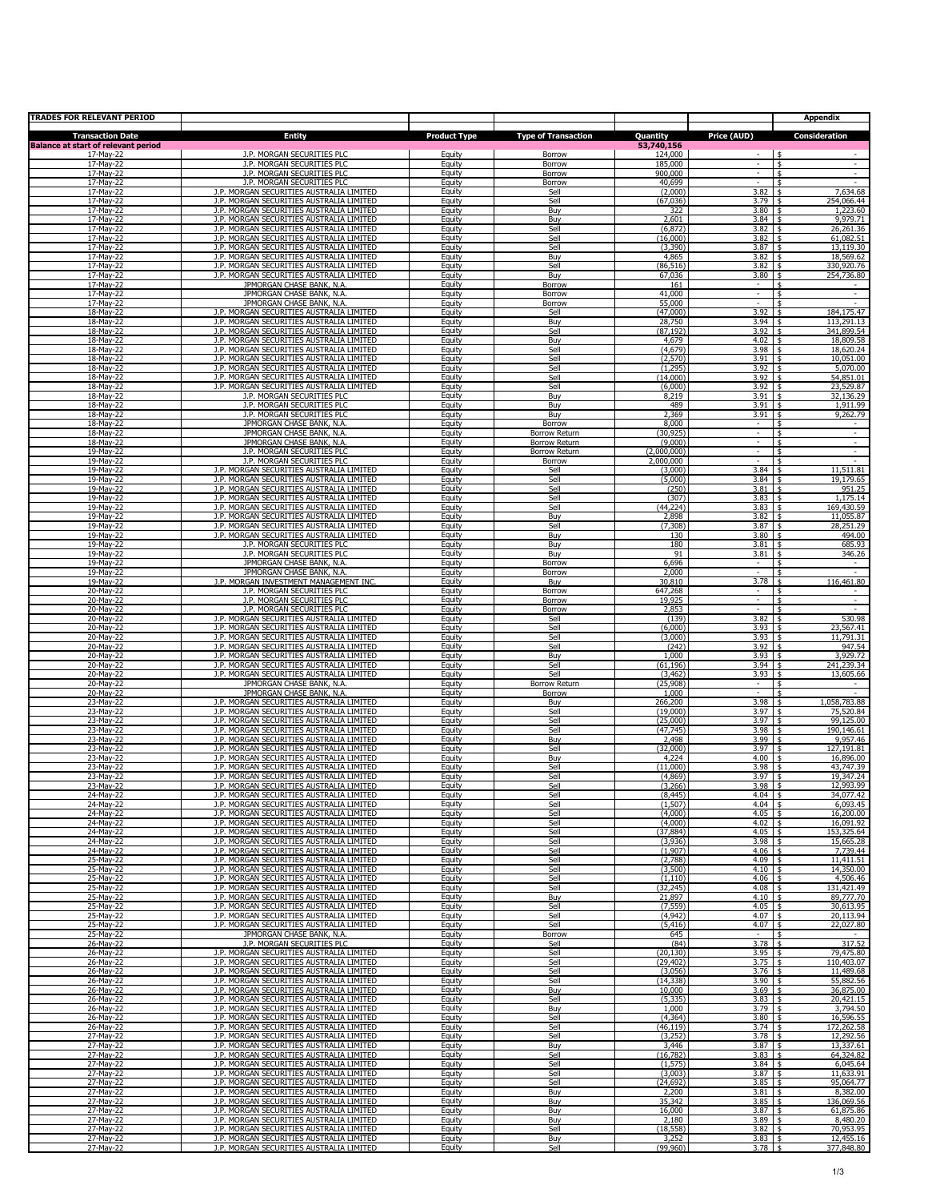| TRADES FOR RELEVANT PERIOD | | | | | | Appendix |
|---|---|---|---|---|---|---|
| **Transaction Date** | **Entity** | **Product Type** | **Type of Transaction** | **Quantity** | **Price (AUD)** | **Consideration** |
| **Balance at start of relevant period** | | | | **53,740,156** | | |
| 17-May-22 | J.P. MORGAN SECURITIES PLC | Equity | Borrow | 124,000 | - | $ - |
| 17-May-22 | J.P. MORGAN SECURITIES PLC | Equity | Borrow | 185,000 | - | $ - |
| 17-May-22 | J.P. MORGAN SECURITIES PLC | Equity | Borrow | 900,000 | - | $ - |
| 17-May-22 | J.P. MORGAN SECURITIES PLC | Equity | Borrow | 40,699 | - | $ - |
| 17-May-22 | J.P. MORGAN SECURITIES AUSTRALIA LIMITED | Equity | Sell | (2,000) | 3.82 | $ 7,634.68 |
| 17-May-22 | J.P. MORGAN SECURITIES AUSTRALIA LIMITED | Equity | Sell | (67,036) | 3.79 | $ 254,066.44 |
| 17-May-22 | J.P. MORGAN SECURITIES AUSTRALIA LIMITED | Equity | Buy | 322 | 3.80 | $ 1,223.60 |
| 17-May-22 | J.P. MORGAN SECURITIES AUSTRALIA LIMITED | Equity | Buy | 2,601 | 3.84 | $ 9,979.71 |
| 17-May-22 | J.P. MORGAN SECURITIES AUSTRALIA LIMITED | Equity | Sell | (6,872) | 3.82 | $ 26,261.36 |
| 17-May-22 | J.P. MORGAN SECURITIES AUSTRALIA LIMITED | Equity | Sell | (16,000) | 3.82 | $ 61,082.51 |
| 17-May-22 | J.P. MORGAN SECURITIES AUSTRALIA LIMITED | Equity | Sell | (3,390) | 3.87 | $ 13,119.30 |
| 17-May-22 | J.P. MORGAN SECURITIES AUSTRALIA LIMITED | Equity | Buy | 4,865 | 3.82 | $ 18,569.62 |
| 17-May-22 | J.P. MORGAN SECURITIES AUSTRALIA LIMITED | Equity | Sell | (86,516) | 3.82 | $ 330,920.76 |
| 17-May-22 | J.P. MORGAN SECURITIES AUSTRALIA LIMITED | Equity | Buy | 67,036 | 3.80 | $ 254,736.80 |
| 17-May-22 | JPMORGAN CHASE BANK, N.A. | Equity | Borrow | 161 | - | $ - |
| 17-May-22 | JPMORGAN CHASE BANK, N.A. | Equity | Borrow | 41,000 | - | $ - |
| 17-May-22 | JPMORGAN CHASE BANK, N.A. | Equity | Borrow | 55,000 | - | $ - |
| 18-May-22 | J.P. MORGAN SECURITIES AUSTRALIA LIMITED | Equity | Sell | (47,000) | 3.92 | $ 184,175.47 |
| 18-May-22 | J.P. MORGAN SECURITIES AUSTRALIA LIMITED | Equity | Buy | 28,750 | 3.94 | $ 113,291.13 |
| 18-May-22 | J.P. MORGAN SECURITIES AUSTRALIA LIMITED | Equity | Sell | (87,192) | 3.92 | $ 341,899.54 |
| 18-May-22 | J.P. MORGAN SECURITIES AUSTRALIA LIMITED | Equity | Buy | 4,679 | 4.02 | $ 18,809.58 |
| 18-May-22 | J.P. MORGAN SECURITIES AUSTRALIA LIMITED | Equity | Sell | (4,679) | 3.98 | $ 18,620.24 |
| 18-May-22 | J.P. MORGAN SECURITIES AUSTRALIA LIMITED | Equity | Sell | (2,570) | 3.91 | $ 10,051.00 |
| 18-May-22 | J.P. MORGAN SECURITIES AUSTRALIA LIMITED | Equity | Sell | (1,295) | 3.92 | $ 5,070.00 |
| 18-May-22 | J.P. MORGAN SECURITIES AUSTRALIA LIMITED | Equity | Sell | (14,000) | 3.92 | $ 54,851.01 |
| 18-May-22 | J.P. MORGAN SECURITIES AUSTRALIA LIMITED | Equity | Sell | (6,000) | 3.92 | $ 23,529.87 |
| 18-May-22 | J.P. MORGAN SECURITIES PLC | Equity | Buy | 8,219 | 3.91 | $ 32,136.29 |
| 18-May-22 | J.P. MORGAN SECURITIES PLC | Equity | Buy | 489 | 3.91 | $ 1,911.99 |
| 18-May-22 | J.P. MORGAN SECURITIES PLC | Equity | Buy | 2,369 | 3.91 | $ 9,262.79 |
| 18-May-22 | JPMORGAN CHASE BANK, N.A. | Equity | Borrow | 8,000 | - | $ - |
| 18-May-22 | JPMORGAN CHASE BANK, N.A. | Equity | Borrow Return | (30,925) | - | $ - |
| 18-May-22 | JPMORGAN CHASE BANK, N.A. | Equity | Borrow Return | (9,000) | - | $ - |
| 19-May-22 | J.P. MORGAN SECURITIES PLC | Equity | Borrow Return | (2,000,000) | - | $ - |
| 19-May-22 | J.P. MORGAN SECURITIES PLC | Equity | Borrow | 2,000,000 | - | $ - |
| 19-May-22 | J.P. MORGAN SECURITIES AUSTRALIA LIMITED | Equity | Sell | (3,000) | 3.84 | $ 11,511.81 |
| 19-May-22 | J.P. MORGAN SECURITIES AUSTRALIA LIMITED | Equity | Sell | (5,000) | 3.84 | $ 19,179.65 |
| 19-May-22 | J.P. MORGAN SECURITIES AUSTRALIA LIMITED | Equity | Sell | (250) | 3.81 | $ 951.25 |
| 19-May-22 | J.P. MORGAN SECURITIES AUSTRALIA LIMITED | Equity | Sell | (307) | 3.83 | $ 1,175.14 |
| 19-May-22 | J.P. MORGAN SECURITIES AUSTRALIA LIMITED | Equity | Sell | (44,224) | 3.83 | $ 169,430.59 |
| 19-May-22 | J.P. MORGAN SECURITIES AUSTRALIA LIMITED | Equity | Buy | 2,898 | 3.82 | $ 11,055.87 |
| 19-May-22 | J.P. MORGAN SECURITIES AUSTRALIA LIMITED | Equity | Sell | (7,308) | 3.87 | $ 28,251.29 |
| 19-May-22 | J.P. MORGAN SECURITIES AUSTRALIA LIMITED | Equity | Buy | 130 | 3.80 | $ 494.00 |
| 19-May-22 | J.P. MORGAN SECURITIES PLC | Equity | Buy | 180 | 3.81 | $ 685.93 |
| 19-May-22 | J.P. MORGAN SECURITIES PLC | Equity | Buy | 91 | 3.81 | $ 346.26 |
| 19-May-22 | JPMORGAN CHASE BANK, N.A. | Equity | Borrow | 6,696 | - | $ - |
| 19-May-22 | JPMORGAN CHASE BANK, N.A. | Equity | Borrow | 2,000 | - | $ - |
| 19-May-22 | J.P. MORGAN INVESTMENT MANAGEMENT INC. | Equity | Buy | 30,810 | 3.78 | $ 116,461.80 |
| 20-May-22 | J.P. MORGAN SECURITIES PLC | Equity | Borrow | 647,268 | - | $ - |
| 20-May-22 | J.P. MORGAN SECURITIES PLC | Equity | Borrow | 19,925 | - | $ - |
| 20-May-22 | J.P. MORGAN SECURITIES PLC | Equity | Borrow | 2,853 | - | $ - |
| 20-May-22 | J.P. MORGAN SECURITIES AUSTRALIA LIMITED | Equity | Sell | (139) | 3.82 | $ 530.98 |
| 20-May-22 | J.P. MORGAN SECURITIES AUSTRALIA LIMITED | Equity | Sell | (6,000) | 3.93 | $ 23,567.41 |
| 20-May-22 | J.P. MORGAN SECURITIES AUSTRALIA LIMITED | Equity | Sell | (3,000) | 3.93 | $ 11,791.31 |
| 20-May-22 | J.P. MORGAN SECURITIES AUSTRALIA LIMITED | Equity | Sell | (242) | 3.92 | $ 947.54 |
| 20-May-22 | J.P. MORGAN SECURITIES AUSTRALIA LIMITED | Equity | Buy | 1,000 | 3.93 | $ 3,929.72 |
| 20-May-22 | J.P. MORGAN SECURITIES AUSTRALIA LIMITED | Equity | Sell | (61,196) | 3.94 | $ 241,239.34 |
| 20-May-22 | J.P. MORGAN SECURITIES AUSTRALIA LIMITED | Equity | Sell | (3,462) | 3.93 | $ 13,605.66 |
| 20-May-22 | JPMORGAN CHASE BANK, N.A. | Equity | Borrow Return | (25,908) | - | $ - |
| 20-May-22 | JPMORGAN CHASE BANK, N.A. | Equity | Borrow | 1,000 | - | $ - |
| 23-May-22 | J.P. MORGAN SECURITIES AUSTRALIA LIMITED | Equity | Buy | 266,200 | 3.98 | $ 1,058,783.88 |
| 23-May-22 | J.P. MORGAN SECURITIES AUSTRALIA LIMITED | Equity | Sell | (19,000) | 3.97 | $ 75,520.84 |
| 23-May-22 | J.P. MORGAN SECURITIES AUSTRALIA LIMITED | Equity | Sell | (25,000) | 3.97 | $ 99,125.00 |
| 23-May-22 | J.P. MORGAN SECURITIES AUSTRALIA LIMITED | Equity | Sell | (47,745) | 3.98 | $ 190,146.61 |
| 23-May-22 | J.P. MORGAN SECURITIES AUSTRALIA LIMITED | Equity | Buy | 2,498 | 3.99 | $ 9,957.46 |
| 23-May-22 | J.P. MORGAN SECURITIES AUSTRALIA LIMITED | Equity | Sell | (32,000) | 3.97 | $ 127,191.81 |
| 23-May-22 | J.P. MORGAN SECURITIES AUSTRALIA LIMITED | Equity | Buy | 4,224 | 4.00 | $ 16,896.00 |
| 23-May-22 | J.P. MORGAN SECURITIES AUSTRALIA LIMITED | Equity | Sell | (11,000) | 3.98 | $ 43,747.39 |
| 23-May-22 | J.P. MORGAN SECURITIES AUSTRALIA LIMITED | Equity | Sell | (4,869) | 3.97 | $ 19,347.24 |
| 23-May-22 | J.P. MORGAN SECURITIES AUSTRALIA LIMITED | Equity | Sell | (3,266) | 3.98 | $ 12,993.99 |
| 24-May-22 | J.P. MORGAN SECURITIES AUSTRALIA LIMITED | Equity | Sell | (8,445) | 4.04 | $ 34,077.42 |
| 24-May-22 | J.P. MORGAN SECURITIES AUSTRALIA LIMITED | Equity | Sell | (1,507) | 4.04 | $ 6,093.45 |
| 24-May-22 | J.P. MORGAN SECURITIES AUSTRALIA LIMITED | Equity | Sell | (4,000) | 4.05 | $ 16,200.00 |
| 24-May-22 | J.P. MORGAN SECURITIES AUSTRALIA LIMITED | Equity | Sell | (4,000) | 4.02 | $ 16,091.92 |
| 24-May-22 | J.P. MORGAN SECURITIES AUSTRALIA LIMITED | Equity | Sell | (37,884) | 4.05 | $ 153,325.64 |
| 24-May-22 | J.P. MORGAN SECURITIES AUSTRALIA LIMITED | Equity | Sell | (3,936) | 3.98 | $ 15,665.28 |
| 24-May-22 | J.P. MORGAN SECURITIES AUSTRALIA LIMITED | Equity | Sell | (1,907) | 4.06 | $ 7,739.44 |
| 25-May-22 | J.P. MORGAN SECURITIES AUSTRALIA LIMITED | Equity | Sell | (2,788) | 4.09 | $ 11,411.51 |
| 25-May-22 | J.P. MORGAN SECURITIES AUSTRALIA LIMITED | Equity | Sell | (3,500) | 4.10 | $ 14,350.00 |
| 25-May-22 | J.P. MORGAN SECURITIES AUSTRALIA LIMITED | Equity | Sell | (1,110) | 4.06 | $ 4,506.46 |
| 25-May-22 | J.P. MORGAN SECURITIES AUSTRALIA LIMITED | Equity | Sell | (32,245) | 4.08 | $ 131,421.49 |
| 25-May-22 | J.P. MORGAN SECURITIES AUSTRALIA LIMITED | Equity | Buy | 21,897 | 4.10 | $ 89,777.70 |
| 25-May-22 | J.P. MORGAN SECURITIES AUSTRALIA LIMITED | Equity | Sell | (7,559) | 4.05 | $ 30,613.95 |
| 25-May-22 | J.P. MORGAN SECURITIES AUSTRALIA LIMITED | Equity | Sell | (4,942) | 4.07 | $ 20,113.94 |
| 25-May-22 | J.P. MORGAN SECURITIES AUSTRALIA LIMITED | Equity | Sell | (5,416) | 4.07 | $ 22,027.80 |
| 25-May-22 | JPMORGAN CHASE BANK, N.A. | Equity | Borrow | 645 | - | $ - |
| 26-May-22 | J.P. MORGAN SECURITIES PLC | Equity | Sell | (84) | 3.78 | $ 317.52 |
| 26-May-22 | J.P. MORGAN SECURITIES AUSTRALIA LIMITED | Equity | Sell | (20,130) | 3.95 | $ 79,475.80 |
| 26-May-22 | J.P. MORGAN SECURITIES AUSTRALIA LIMITED | Equity | Sell | (29,402) | 3.75 | $ 110,403.07 |
| 26-May-22 | J.P. MORGAN SECURITIES AUSTRALIA LIMITED | Equity | Sell | (3,056) | 3.76 | $ 11,489.68 |
| 26-May-22 | J.P. MORGAN SECURITIES AUSTRALIA LIMITED | Equity | Sell | (14,338) | 3.90 | $ 55,882.56 |
| 26-May-22 | J.P. MORGAN SECURITIES AUSTRALIA LIMITED | Equity | Buy | 10,000 | 3.69 | $ 36,875.00 |
| 26-May-22 | J.P. MORGAN SECURITIES AUSTRALIA LIMITED | Equity | Sell | (5,335) | 3.83 | $ 20,421.15 |
| 26-May-22 | J.P. MORGAN SECURITIES AUSTRALIA LIMITED | Equity | Buy | 1,000 | 3.79 | $ 3,794.50 |
| 26-May-22 | J.P. MORGAN SECURITIES AUSTRALIA LIMITED | Equity | Sell | (4,364) | 3.80 | $ 16,596.55 |
| 26-May-22 | J.P. MORGAN SECURITIES AUSTRALIA LIMITED | Equity | Sell | (46,119) | 3.74 | $ 172,262.58 |
| 27-May-22 | J.P. MORGAN SECURITIES AUSTRALIA LIMITED | Equity | Sell | (3,252) | 3.78 | $ 12,292.56 |
| 27-May-22 | J.P. MORGAN SECURITIES AUSTRALIA LIMITED | Equity | Buy | 3,446 | 3.87 | $ 13,337.61 |
| 27-May-22 | J.P. MORGAN SECURITIES AUSTRALIA LIMITED | Equity | Sell | (16,782) | 3.83 | $ 64,324.82 |
| 27-May-22 | J.P. MORGAN SECURITIES AUSTRALIA LIMITED | Equity | Sell | (1,575) | 3.84 | $ 6,045.64 |
| 27-May-22 | J.P. MORGAN SECURITIES AUSTRALIA LIMITED | Equity | Sell | (3,003) | 3.87 | $ 11,633.91 |
| 27-May-22 | J.P. MORGAN SECURITIES AUSTRALIA LIMITED | Equity | Sell | (24,692) | 3.85 | $ 95,064.77 |
| 27-May-22 | J.P. MORGAN SECURITIES AUSTRALIA LIMITED | Equity | Buy | 2,200 | 3.81 | $ 8,382.00 |
| 27-May-22 | J.P. MORGAN SECURITIES AUSTRALIA LIMITED | Equity | Buy | 35,342 | 3.85 | $ 136,069.56 |
| 27-May-22 | J.P. MORGAN SECURITIES AUSTRALIA LIMITED | Equity | Buy | 16,000 | 3.87 | $ 61,875.86 |
| 27-May-22 | J.P. MORGAN SECURITIES AUSTRALIA LIMITED | Equity | Buy | 2,180 | 3.89 | $ 8,480.20 |
| 27-May-22 | J.P. MORGAN SECURITIES AUSTRALIA LIMITED | Equity | Sell | (18,558) | 3.82 | $ 70,953.95 |
| 27-May-22 | J.P. MORGAN SECURITIES AUSTRALIA LIMITED | Equity | Buy | 3,252 | 3.83 | $ 12,455.16 |
| 27-May-22 | J.P. MORGAN SECURITIES AUSTRALIA LIMITED | Equity | Sell | (99,960) | 3.78 | $ 377,848.80 |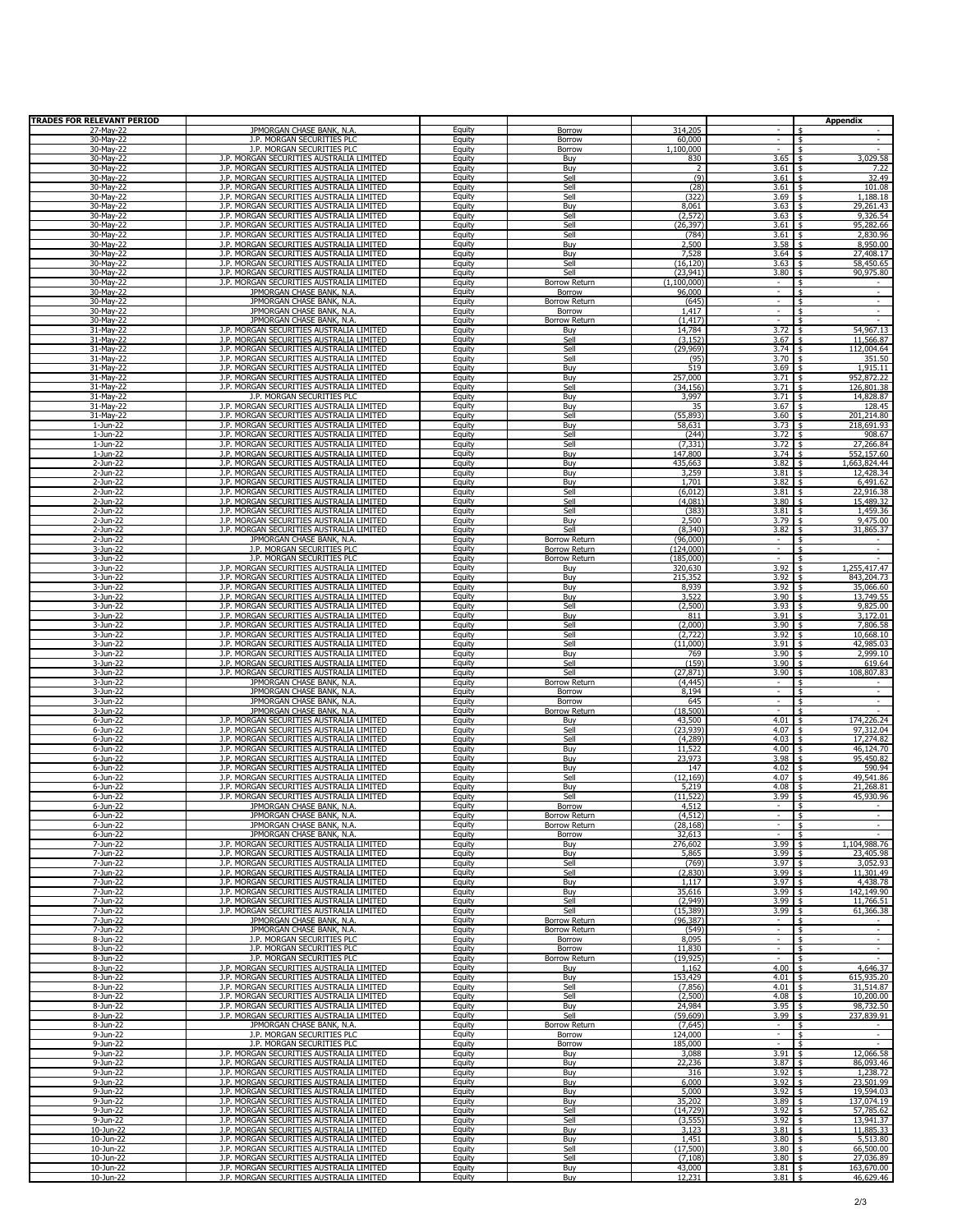| TRADES FOR RELEVANT PERIOD | | | | | | Appendix |
|---|---|---|---|---|---|---|
| 27-May-22 | JPMORGAN CHASE BANK, N.A. | Equity | Borrow | 314,205 | - | $ - |
| 30-May-22 | J.P. MORGAN SECURITIES PLC | Equity | Borrow | 60,000 | - | $ - |
| 30-May-22 | J.P. MORGAN SECURITIES PLC | Equity | Borrow | 1,100,000 | - | $ - |
| 30-May-22 | J.P. MORGAN SECURITIES AUSTRALIA LIMITED | Equity | Buy | 830 | 3.65 | $ 3,029.58 |
| 30-May-22 | J.P. MORGAN SECURITIES AUSTRALIA LIMITED | Equity | Buy | 2 | 3.61 | $ 7.22 |
| 30-May-22 | J.P. MORGAN SECURITIES AUSTRALIA LIMITED | Equity | Sell | (9) | 3.61 | $ 32.49 |
| 30-May-22 | J.P. MORGAN SECURITIES AUSTRALIA LIMITED | Equity | Sell | (28) | 3.61 | $ 101.08 |
| 30-May-22 | J.P. MORGAN SECURITIES AUSTRALIA LIMITED | Equity | Sell | (322) | 3.69 | $ 1,188.18 |
| 30-May-22 | J.P. MORGAN SECURITIES AUSTRALIA LIMITED | Equity | Buy | 8,061 | 3.63 | $ 29,261.43 |
| 30-May-22 | J.P. MORGAN SECURITIES AUSTRALIA LIMITED | Equity | Sell | (2,572) | 3.63 | $ 9,326.54 |
| 30-May-22 | J.P. MORGAN SECURITIES AUSTRALIA LIMITED | Equity | Sell | (26,397) | 3.61 | $ 95,282.66 |
| 30-May-22 | J.P. MORGAN SECURITIES AUSTRALIA LIMITED | Equity | Sell | (784) | 3.61 | $ 2,830.96 |
| 30-May-22 | J.P. MORGAN SECURITIES AUSTRALIA LIMITED | Equity | Buy | 2,500 | 3.58 | $ 8,950.00 |
| 30-May-22 | J.P. MORGAN SECURITIES AUSTRALIA LIMITED | Equity | Buy | 7,528 | 3.64 | $ 27,408.17 |
| 30-May-22 | J.P. MORGAN SECURITIES AUSTRALIA LIMITED | Equity | Sell | (16,120) | 3.63 | $ 58,450.65 |
| 30-May-22 | J.P. MORGAN SECURITIES AUSTRALIA LIMITED | Equity | Sell | (23,941) | 3.80 | $ 90,975.80 |
| 30-May-22 | J.P. MORGAN SECURITIES AUSTRALIA LIMITED | Equity | Borrow Return | (1,100,000) | - | $ - |
| 30-May-22 | JPMORGAN CHASE BANK, N.A. | Equity | Borrow | 96,000 | - | $ - |
| 30-May-22 | JPMORGAN CHASE BANK, N.A. | Equity | Borrow Return | (645) | - | $ - |
| 30-May-22 | JPMORGAN CHASE BANK, N.A. | Equity | Borrow | 1,417 | - | $ - |
| 30-May-22 | JPMORGAN CHASE BANK, N.A. | Equity | Borrow Return | (1,417) | - | $ - |
| 31-May-22 | J.P. MORGAN SECURITIES AUSTRALIA LIMITED | Equity | Buy | 14,784 | 3.72 | $ 54,967.13 |
| 31-May-22 | J.P. MORGAN SECURITIES AUSTRALIA LIMITED | Equity | Sell | (3,152) | 3.67 | $ 11,566.87 |
| 31-May-22 | J.P. MORGAN SECURITIES AUSTRALIA LIMITED | Equity | Sell | (29,969) | 3.74 | $ 112,004.64 |
| 31-May-22 | J.P. MORGAN SECURITIES AUSTRALIA LIMITED | Equity | Sell | (95) | 3.70 | $ 351.50 |
| 31-May-22 | J.P. MORGAN SECURITIES AUSTRALIA LIMITED | Equity | Buy | 519 | 3.69 | $ 1,915.11 |
| 31-May-22 | J.P. MORGAN SECURITIES AUSTRALIA LIMITED | Equity | Buy | 257,000 | 3.71 | $ 952,872.22 |
| 31-May-22 | J.P. MORGAN SECURITIES AUSTRALIA LIMITED | Equity | Sell | (34,156) | 3.71 | $ 126,801.38 |
| 31-May-22 | J.P. MORGAN SECURITIES PLC | Equity | Buy | 3,997 | 3.71 | $ 14,828.87 |
| 31-May-22 | J.P. MORGAN SECURITIES AUSTRALIA LIMITED | Equity | Buy | 35 | 3.67 | $ 128.45 |
| 31-May-22 | J.P. MORGAN SECURITIES AUSTRALIA LIMITED | Equity | Sell | (55,893) | 3.60 | $ 201,214.80 |
| 1-Jun-22 | J.P. MORGAN SECURITIES AUSTRALIA LIMITED | Equity | Buy | 58,631 | 3.73 | $ 218,691.93 |
| 1-Jun-22 | J.P. MORGAN SECURITIES AUSTRALIA LIMITED | Equity | Sell | (244) | 3.72 | $ 908.67 |
| 1-Jun-22 | J.P. MORGAN SECURITIES AUSTRALIA LIMITED | Equity | Sell | (7,331) | 3.72 | $ 27,266.84 |
| 1-Jun-22 | J.P. MORGAN SECURITIES AUSTRALIA LIMITED | Equity | Buy | 147,800 | 3.74 | $ 552,157.60 |
| 2-Jun-22 | J.P. MORGAN SECURITIES AUSTRALIA LIMITED | Equity | Buy | 435,663 | 3.82 | $ 1,663,824.44 |
| 2-Jun-22 | J.P. MORGAN SECURITIES AUSTRALIA LIMITED | Equity | Buy | 3,259 | 3.81 | $ 12,428.34 |
| 2-Jun-22 | J.P. MORGAN SECURITIES AUSTRALIA LIMITED | Equity | Buy | 1,701 | 3.82 | $ 6,491.62 |
| 2-Jun-22 | J.P. MORGAN SECURITIES AUSTRALIA LIMITED | Equity | Sell | (6,012) | 3.81 | $ 22,916.38 |
| 2-Jun-22 | J.P. MORGAN SECURITIES AUSTRALIA LIMITED | Equity | Sell | (4,081) | 3.80 | $ 15,489.32 |
| 2-Jun-22 | J.P. MORGAN SECURITIES AUSTRALIA LIMITED | Equity | Sell | (383) | 3.81 | $ 1,459.36 |
| 2-Jun-22 | J.P. MORGAN SECURITIES AUSTRALIA LIMITED | Equity | Buy | 2,500 | 3.79 | $ 9,475.00 |
| 2-Jun-22 | J.P. MORGAN SECURITIES AUSTRALIA LIMITED | Equity | Sell | (8,340) | 3.82 | $ 31,865.37 |
| 2-Jun-22 | JPMORGAN CHASE BANK, N.A. | Equity | Borrow Return | (96,000) | - | $ - |
| 3-Jun-22 | J.P. MORGAN SECURITIES PLC | Equity | Borrow Return | (124,000) | - | $ - |
| 3-Jun-22 | J.P. MORGAN SECURITIES PLC | Equity | Borrow Return | (185,000) | - | $ - |
| 3-Jun-22 | J.P. MORGAN SECURITIES AUSTRALIA LIMITED | Equity | Buy | 320,630 | 3.92 | $ 1,255,417.47 |
| 3-Jun-22 | J.P. MORGAN SECURITIES AUSTRALIA LIMITED | Equity | Buy | 215,352 | 3.92 | $ 843,204.73 |
| 3-Jun-22 | J.P. MORGAN SECURITIES AUSTRALIA LIMITED | Equity | Buy | 8,939 | 3.92 | $ 35,066.60 |
| 3-Jun-22 | J.P. MORGAN SECURITIES AUSTRALIA LIMITED | Equity | Buy | 3,522 | 3.90 | $ 13,749.55 |
| 3-Jun-22 | J.P. MORGAN SECURITIES AUSTRALIA LIMITED | Equity | Sell | (2,500) | 3.93 | $ 9,825.00 |
| 3-Jun-22 | J.P. MORGAN SECURITIES AUSTRALIA LIMITED | Equity | Buy | 811 | 3.91 | $ 3,172.01 |
| 3-Jun-22 | J.P. MORGAN SECURITIES AUSTRALIA LIMITED | Equity | Sell | (2,000) | 3.90 | $ 7,806.58 |
| 3-Jun-22 | J.P. MORGAN SECURITIES AUSTRALIA LIMITED | Equity | Sell | (2,722) | 3.92 | $ 10,668.10 |
| 3-Jun-22 | J.P. MORGAN SECURITIES AUSTRALIA LIMITED | Equity | Sell | (11,000) | 3.91 | $ 42,985.03 |
| 3-Jun-22 | J.P. MORGAN SECURITIES AUSTRALIA LIMITED | Equity | Buy | 769 | 3.90 | $ 2,999.10 |
| 3-Jun-22 | J.P. MORGAN SECURITIES AUSTRALIA LIMITED | Equity | Sell | (159) | 3.90 | $ 619.64 |
| 3-Jun-22 | J.P. MORGAN SECURITIES AUSTRALIA LIMITED | Equity | Sell | (27,871) | 3.90 | $ 108,807.83 |
| 3-Jun-22 | JPMORGAN CHASE BANK, N.A. | Equity | Borrow Return | (4,445) | - | $ - |
| 3-Jun-22 | JPMORGAN CHASE BANK, N.A. | Equity | Borrow | 8,194 | - | $ - |
| 3-Jun-22 | JPMORGAN CHASE BANK, N.A. | Equity | Borrow | 645 | - | $ - |
| 3-Jun-22 | JPMORGAN CHASE BANK, N.A. | Equity | Borrow Return | (18,500) | - | $ - |
| 6-Jun-22 | J.P. MORGAN SECURITIES AUSTRALIA LIMITED | Equity | Buy | 43,500 | 4.01 | $ 174,226.24 |
| 6-Jun-22 | J.P. MORGAN SECURITIES AUSTRALIA LIMITED | Equity | Sell | (23,939) | 4.07 | $ 97,312.04 |
| 6-Jun-22 | J.P. MORGAN SECURITIES AUSTRALIA LIMITED | Equity | Sell | (4,289) | 4.03 | $ 17,274.82 |
| 6-Jun-22 | J.P. MORGAN SECURITIES AUSTRALIA LIMITED | Equity | Buy | 11,522 | 4.00 | $ 46,124.70 |
| 6-Jun-22 | J.P. MORGAN SECURITIES AUSTRALIA LIMITED | Equity | Buy | 23,973 | 3.98 | $ 95,450.82 |
| 6-Jun-22 | J.P. MORGAN SECURITIES AUSTRALIA LIMITED | Equity | Buy | 147 | 4.02 | $ 590.94 |
| 6-Jun-22 | J.P. MORGAN SECURITIES AUSTRALIA LIMITED | Equity | Sell | (12,169) | 4.07 | $ 49,541.86 |
| 6-Jun-22 | J.P. MORGAN SECURITIES AUSTRALIA LIMITED | Equity | Buy | 5,219 | 4.08 | $ 21,268.81 |
| 6-Jun-22 | J.P. MORGAN SECURITIES AUSTRALIA LIMITED | Equity | Sell | (11,522) | 3.99 | $ 45,930.96 |
| 6-Jun-22 | JPMORGAN CHASE BANK, N.A. | Equity | Borrow | 4,512 | - | $ - |
| 6-Jun-22 | JPMORGAN CHASE BANK, N.A. | Equity | Borrow Return | (4,512) | - | $ - |
| 6-Jun-22 | JPMORGAN CHASE BANK, N.A. | Equity | Borrow Return | (28,168) | - | $ - |
| 6-Jun-22 | JPMORGAN CHASE BANK, N.A. | Equity | Borrow | 32,613 | - | $ - |
| 7-Jun-22 | J.P. MORGAN SECURITIES AUSTRALIA LIMITED | Equity | Buy | 276,602 | 3.99 | $ 1,104,988.76 |
| 7-Jun-22 | J.P. MORGAN SECURITIES AUSTRALIA LIMITED | Equity | Buy | 5,865 | 3.99 | $ 23,405.98 |
| 7-Jun-22 | J.P. MORGAN SECURITIES AUSTRALIA LIMITED | Equity | Sell | (769) | 3.97 | $ 3,052.93 |
| 7-Jun-22 | J.P. MORGAN SECURITIES AUSTRALIA LIMITED | Equity | Sell | (2,830) | 3.99 | $ 11,301.49 |
| 7-Jun-22 | J.P. MORGAN SECURITIES AUSTRALIA LIMITED | Equity | Buy | 1,117 | 3.97 | $ 4,438.78 |
| 7-Jun-22 | J.P. MORGAN SECURITIES AUSTRALIA LIMITED | Equity | Buy | 35,616 | 3.99 | $ 142,149.90 |
| 7-Jun-22 | J.P. MORGAN SECURITIES AUSTRALIA LIMITED | Equity | Sell | (2,949) | 3.99 | $ 11,766.51 |
| 7-Jun-22 | J.P. MORGAN SECURITIES AUSTRALIA LIMITED | Equity | Sell | (15,389) | 3.99 | $ 61,366.38 |
| 7-Jun-22 | JPMORGAN CHASE BANK, N.A. | Equity | Borrow Return | (96,387) | - | $ - |
| 7-Jun-22 | JPMORGAN CHASE BANK, N.A. | Equity | Borrow Return | (549) | - | $ - |
| 8-Jun-22 | J.P. MORGAN SECURITIES PLC | Equity | Borrow | 8,095 | - | $ - |
| 8-Jun-22 | J.P. MORGAN SECURITIES PLC | Equity | Borrow | 11,830 | - | $ - |
| 8-Jun-22 | J.P. MORGAN SECURITIES PLC | Equity | Borrow Return | (19,925) | - | $ - |
| 8-Jun-22 | J.P. MORGAN SECURITIES AUSTRALIA LIMITED | Equity | Buy | 1,162 | 4.00 | $ 4,646.37 |
| 8-Jun-22 | J.P. MORGAN SECURITIES AUSTRALIA LIMITED | Equity | Buy | 153,429 | 4.01 | $ 615,935.20 |
| 8-Jun-22 | J.P. MORGAN SECURITIES AUSTRALIA LIMITED | Equity | Sell | (7,856) | 4.01 | $ 31,514.87 |
| 8-Jun-22 | J.P. MORGAN SECURITIES AUSTRALIA LIMITED | Equity | Sell | (2,500) | 4.08 | $ 10,200.00 |
| 8-Jun-22 | J.P. MORGAN SECURITIES AUSTRALIA LIMITED | Equity | Buy | 24,984 | 3.95 | $ 98,732.50 |
| 8-Jun-22 | J.P. MORGAN SECURITIES AUSTRALIA LIMITED | Equity | Sell | (59,609) | 3.99 | $ 237,839.91 |
| 8-Jun-22 | JPMORGAN CHASE BANK, N.A. | Equity | Borrow Return | (7,645) | - | $ - |
| 9-Jun-22 | J.P. MORGAN SECURITIES PLC | Equity | Borrow | 124,000 | - | $ - |
| 9-Jun-22 | J.P. MORGAN SECURITIES PLC | Equity | Borrow | 185,000 | - | $ - |
| 9-Jun-22 | J.P. MORGAN SECURITIES AUSTRALIA LIMITED | Equity | Buy | 3,088 | 3.91 | $ 12,066.58 |
| 9-Jun-22 | J.P. MORGAN SECURITIES AUSTRALIA LIMITED | Equity | Buy | 22,236 | 3.87 | $ 86,093.46 |
| 9-Jun-22 | J.P. MORGAN SECURITIES AUSTRALIA LIMITED | Equity | Buy | 316 | 3.92 | $ 1,238.72 |
| 9-Jun-22 | J.P. MORGAN SECURITIES AUSTRALIA LIMITED | Equity | Buy | 6,000 | 3.92 | $ 23,501.99 |
| 9-Jun-22 | J.P. MORGAN SECURITIES AUSTRALIA LIMITED | Equity | Buy | 5,000 | 3.92 | $ 19,594.03 |
| 9-Jun-22 | J.P. MORGAN SECURITIES AUSTRALIA LIMITED | Equity | Buy | 35,202 | 3.89 | $ 137,074.19 |
| 9-Jun-22 | J.P. MORGAN SECURITIES AUSTRALIA LIMITED | Equity | Sell | (14,729) | 3.92 | $ 57,785.62 |
| 9-Jun-22 | J.P. MORGAN SECURITIES AUSTRALIA LIMITED | Equity | Sell | (3,555) | 3.92 | $ 13,941.37 |
| 10-Jun-22 | J.P. MORGAN SECURITIES AUSTRALIA LIMITED | Equity | Buy | 3,123 | 3.81 | $ 11,885.33 |
| 10-Jun-22 | J.P. MORGAN SECURITIES AUSTRALIA LIMITED | Equity | Buy | 1,451 | 3.80 | $ 5,513.80 |
| 10-Jun-22 | J.P. MORGAN SECURITIES AUSTRALIA LIMITED | Equity | Sell | (17,500) | 3.80 | $ 66,500.00 |
| 10-Jun-22 | J.P. MORGAN SECURITIES AUSTRALIA LIMITED | Equity | Sell | (7,108) | 3.80 | $ 27,036.89 |
| 10-Jun-22 | J.P. MORGAN SECURITIES AUSTRALIA LIMITED | Equity | Buy | 43,000 | 3.81 | $ 163,670.00 |
| 10-Jun-22 | J.P. MORGAN SECURITIES AUSTRALIA LIMITED | Equity | Buy | 12,231 | 3.81 | $ 46,629.46 |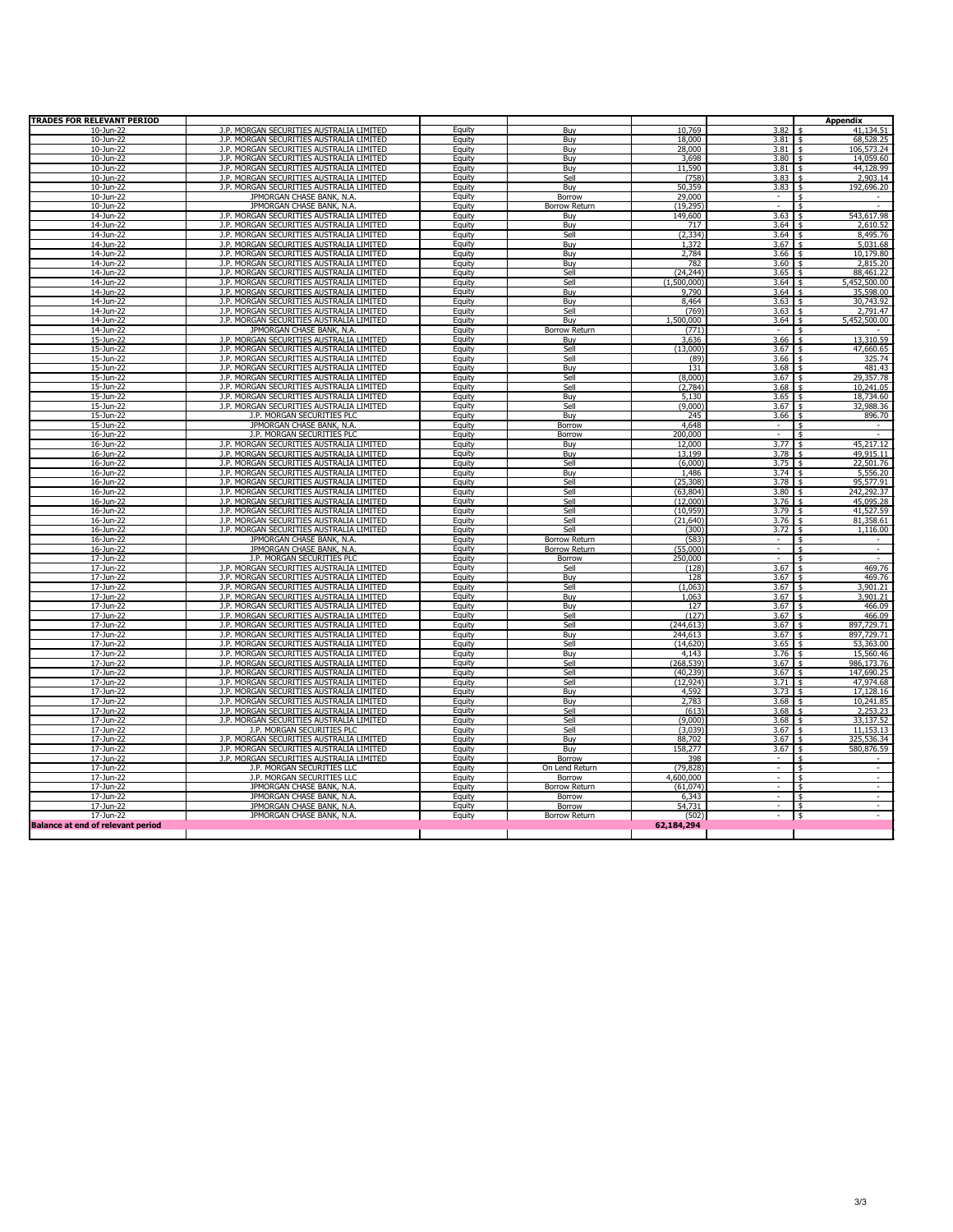| TRADES FOR RELEVANT PERIOD | | | | | | Appendix |
|---|---|---|---|---|---|---|
| 10-Jun-22 | J.P. MORGAN SECURITIES AUSTRALIA LIMITED | Equity | Buy | 10,769 | 3.82 | $ 41,134.51 |
| 10-Jun-22 | J.P. MORGAN SECURITIES AUSTRALIA LIMITED | Equity | Buy | 18,000 | 3.81 | $ 68,528.25 |
| 10-Jun-22 | J.P. MORGAN SECURITIES AUSTRALIA LIMITED | Equity | Buy | 28,000 | 3.81 | $ 106,573.24 |
| 10-Jun-22 | J.P. MORGAN SECURITIES AUSTRALIA LIMITED | Equity | Buy | 3,698 | 3.80 | $ 14,059.60 |
| 10-Jun-22 | J.P. MORGAN SECURITIES AUSTRALIA LIMITED | Equity | Buy | 11,590 | 3.81 | $ 44,128.99 |
| 10-Jun-22 | J.P. MORGAN SECURITIES AUSTRALIA LIMITED | Equity | Sell | (758) | 3.83 | $ 2,903.14 |
| 10-Jun-22 | J.P. MORGAN SECURITIES AUSTRALIA LIMITED | Equity | Buy | 50,359 | 3.83 | $ 192,696.20 |
| 10-Jun-22 | JPMORGAN CHASE BANK, N.A. | Equity | Borrow | 29,000 | - | $ - |
| 10-Jun-22 | JPMORGAN CHASE BANK, N.A. | Equity | Borrow Return | (19,295) | - | $ - |
| 14-Jun-22 | J.P. MORGAN SECURITIES AUSTRALIA LIMITED | Equity | Buy | 149,600 | 3.63 | $ 543,617.98 |
| 14-Jun-22 | J.P. MORGAN SECURITIES AUSTRALIA LIMITED | Equity | Buy | 717 | 3.64 | $ 2,610.52 |
| 14-Jun-22 | J.P. MORGAN SECURITIES AUSTRALIA LIMITED | Equity | Sell | (2,334) | 3.64 | $ 8,495.76 |
| 14-Jun-22 | J.P. MORGAN SECURITIES AUSTRALIA LIMITED | Equity | Buy | 1,372 | 3.67 | $ 5,031.68 |
| 14-Jun-22 | J.P. MORGAN SECURITIES AUSTRALIA LIMITED | Equity | Buy | 2,784 | 3.66 | $ 10,179.80 |
| 14-Jun-22 | J.P. MORGAN SECURITIES AUSTRALIA LIMITED | Equity | Buy | 782 | 3.60 | $ 2,815.20 |
| 14-Jun-22 | J.P. MORGAN SECURITIES AUSTRALIA LIMITED | Equity | Sell | (24,244) | 3.65 | $ 88,461.22 |
| 14-Jun-22 | J.P. MORGAN SECURITIES AUSTRALIA LIMITED | Equity | Sell | (1,500,000) | 3.64 | $ 5,452,500.00 |
| 14-Jun-22 | J.P. MORGAN SECURITIES AUSTRALIA LIMITED | Equity | Buy | 9,790 | 3.64 | $ 35,598.00 |
| 14-Jun-22 | J.P. MORGAN SECURITIES AUSTRALIA LIMITED | Equity | Buy | 8,464 | 3.63 | $ 30,743.92 |
| 14-Jun-22 | J.P. MORGAN SECURITIES AUSTRALIA LIMITED | Equity | Sell | (769) | 3.63 | $ 2,791.47 |
| 14-Jun-22 | J.P. MORGAN SECURITIES AUSTRALIA LIMITED | Equity | Buy | 1,500,000 | 3.64 | $ 5,452,500.00 |
| 14-Jun-22 | JPMORGAN CHASE BANK, N.A. | Equity | Borrow Return | (771) | - | $ - |
| 15-Jun-22 | J.P. MORGAN SECURITIES AUSTRALIA LIMITED | Equity | Buy | 3,636 | 3.66 | $ 13,310.59 |
| 15-Jun-22 | J.P. MORGAN SECURITIES AUSTRALIA LIMITED | Equity | Sell | (13,000) | 3.67 | $ 47,660.65 |
| 15-Jun-22 | J.P. MORGAN SECURITIES AUSTRALIA LIMITED | Equity | Sell | (89) | 3.66 | $ 325.74 |
| 15-Jun-22 | J.P. MORGAN SECURITIES AUSTRALIA LIMITED | Equity | Buy | 131 | 3.68 | $ 481.43 |
| 15-Jun-22 | J.P. MORGAN SECURITIES AUSTRALIA LIMITED | Equity | Sell | (8,000) | 3.67 | $ 29,357.78 |
| 15-Jun-22 | J.P. MORGAN SECURITIES AUSTRALIA LIMITED | Equity | Sell | (2,784) | 3.68 | $ 10,241.05 |
| 15-Jun-22 | J.P. MORGAN SECURITIES AUSTRALIA LIMITED | Equity | Buy | 5,130 | 3.65 | $ 18,734.60 |
| 15-Jun-22 | J.P. MORGAN SECURITIES AUSTRALIA LIMITED | Equity | Sell | (9,000) | 3.67 | $ 32,988.36 |
| 15-Jun-22 | J.P. MORGAN SECURITIES PLC | Equity | Buy | 245 | 3.66 | $ 896.70 |
| 15-Jun-22 | JPMORGAN CHASE BANK, N.A. | Equity | Borrow | 4,648 | - | $ - |
| 15-Jun-22 | J.P. MORGAN SECURITIES PLC | Equity | Borrow | 200,000 | - | $ - |
| 16-Jun-22 | J.P. MORGAN SECURITIES AUSTRALIA LIMITED | Equity | Buy | 12,000 | 3.77 | $ 45,217.12 |
| 16-Jun-22 | J.P. MORGAN SECURITIES AUSTRALIA LIMITED | Equity | Buy | 13,199 | 3.78 | $ 49,915.11 |
| 16-Jun-22 | J.P. MORGAN SECURITIES AUSTRALIA LIMITED | Equity | Sell | (6,000) | 3.75 | $ 22,501.76 |
| 16-Jun-22 | J.P. MORGAN SECURITIES AUSTRALIA LIMITED | Equity | Buy | 1,486 | 3.74 | $ 5,556.20 |
| 16-Jun-22 | J.P. MORGAN SECURITIES AUSTRALIA LIMITED | Equity | Sell | (25,308) | 3.78 | $ 95,577.91 |
| 16-Jun-22 | J.P. MORGAN SECURITIES AUSTRALIA LIMITED | Equity | Sell | (63,804) | 3.80 | $ 242,292.37 |
| 16-Jun-22 | J.P. MORGAN SECURITIES AUSTRALIA LIMITED | Equity | Sell | (12,000) | 3.76 | $ 45,095.28 |
| 16-Jun-22 | J.P. MORGAN SECURITIES AUSTRALIA LIMITED | Equity | Sell | (10,959) | 3.79 | $ 41,527.59 |
| 16-Jun-22 | J.P. MORGAN SECURITIES AUSTRALIA LIMITED | Equity | Sell | (21,640) | 3.76 | $ 81,358.61 |
| 16-Jun-22 | J.P. MORGAN SECURITIES AUSTRALIA LIMITED | Equity | Sell | (300) | 3.72 | $ 1,116.00 |
| 16-Jun-22 | JPMORGAN CHASE BANK, N.A. | Equity | Borrow Return | (583) | - | $ - |
| 16-Jun-22 | JPMORGAN CHASE BANK, N.A. | Equity | Borrow Return | (55,000) | - | $ - |
| 17-Jun-22 | J.P. MORGAN SECURITIES PLC | Equity | Borrow | 250,000 | - | $ - |
| 17-Jun-22 | J.P. MORGAN SECURITIES AUSTRALIA LIMITED | Equity | Sell | (128) | 3.67 | $ 469.76 |
| 17-Jun-22 | J.P. MORGAN SECURITIES AUSTRALIA LIMITED | Equity | Buy | 128 | 3.67 | $ 469.76 |
| 17-Jun-22 | J.P. MORGAN SECURITIES AUSTRALIA LIMITED | Equity | Sell | (1,063) | 3.67 | $ 3,901.21 |
| 17-Jun-22 | J.P. MORGAN SECURITIES AUSTRALIA LIMITED | Equity | Buy | 1,063 | 3.67 | $ 3,901.21 |
| 17-Jun-22 | J.P. MORGAN SECURITIES AUSTRALIA LIMITED | Equity | Buy | 127 | 3.67 | $ 466.09 |
| 17-Jun-22 | J.P. MORGAN SECURITIES AUSTRALIA LIMITED | Equity | Sell | (127) | 3.67 | $ 466.09 |
| 17-Jun-22 | J.P. MORGAN SECURITIES AUSTRALIA LIMITED | Equity | Sell | (244,613) | 3.67 | $ 897,729.71 |
| 17-Jun-22 | J.P. MORGAN SECURITIES AUSTRALIA LIMITED | Equity | Buy | 244,613 | 3.67 | $ 897,729.71 |
| 17-Jun-22 | J.P. MORGAN SECURITIES AUSTRALIA LIMITED | Equity | Sell | (14,620) | 3.65 | $ 53,363.00 |
| 17-Jun-22 | J.P. MORGAN SECURITIES AUSTRALIA LIMITED | Equity | Buy | 4,143 | 3.76 | $ 15,560.46 |
| 17-Jun-22 | J.P. MORGAN SECURITIES AUSTRALIA LIMITED | Equity | Sell | (268,539) | 3.67 | $ 986,173.76 |
| 17-Jun-22 | J.P. MORGAN SECURITIES AUSTRALIA LIMITED | Equity | Sell | (40,239) | 3.67 | $ 147,690.25 |
| 17-Jun-22 | J.P. MORGAN SECURITIES AUSTRALIA LIMITED | Equity | Sell | (12,924) | 3.71 | $ 47,974.68 |
| 17-Jun-22 | J.P. MORGAN SECURITIES AUSTRALIA LIMITED | Equity | Buy | 4,592 | 3.73 | $ 17,128.16 |
| 17-Jun-22 | J.P. MORGAN SECURITIES AUSTRALIA LIMITED | Equity | Buy | 2,783 | 3.68 | $ 10,241.85 |
| 17-Jun-22 | J.P. MORGAN SECURITIES AUSTRALIA LIMITED | Equity | Sell | (613) | 3.68 | $ 2,253.23 |
| 17-Jun-22 | J.P. MORGAN SECURITIES AUSTRALIA LIMITED | Equity | Sell | (9,000) | 3.68 | $ 33,137.52 |
| 17-Jun-22 | J.P. MORGAN SECURITIES PLC | Equity | Sell | (3,039) | 3.67 | $ 11,153.13 |
| 17-Jun-22 | J.P. MORGAN SECURITIES AUSTRALIA LIMITED | Equity | Buy | 88,702 | 3.67 | $ 325,536.34 |
| 17-Jun-22 | J.P. MORGAN SECURITIES AUSTRALIA LIMITED | Equity | Buy | 158,277 | 3.67 | $ 580,876.59 |
| 17-Jun-22 | J.P. MORGAN SECURITIES AUSTRALIA LIMITED | Equity | Borrow | 398 | - | $ - |
| 17-Jun-22 | J.P. MORGAN SECURITIES LLC | Equity | On Lend Return | (79,828) | - | $ - |
| 17-Jun-22 | J.P. MORGAN SECURITIES LLC | Equity | Borrow | 4,600,000 | - | $ - |
| 17-Jun-22 | JPMORGAN CHASE BANK, N.A. | Equity | Borrow Return | (61,074) | - | $ - |
| 17-Jun-22 | JPMORGAN CHASE BANK, N.A. | Equity | Borrow | 6,343 | - | $ - |
| 17-Jun-22 | JPMORGAN CHASE BANK, N.A. | Equity | Borrow | 54,731 | - | $ - |
| 17-Jun-22 | JPMORGAN CHASE BANK, N.A. | Equity | Borrow Return | (502) | - | $ - |
| **Balance at end of relevant period** | | | | **62,184,294** | | |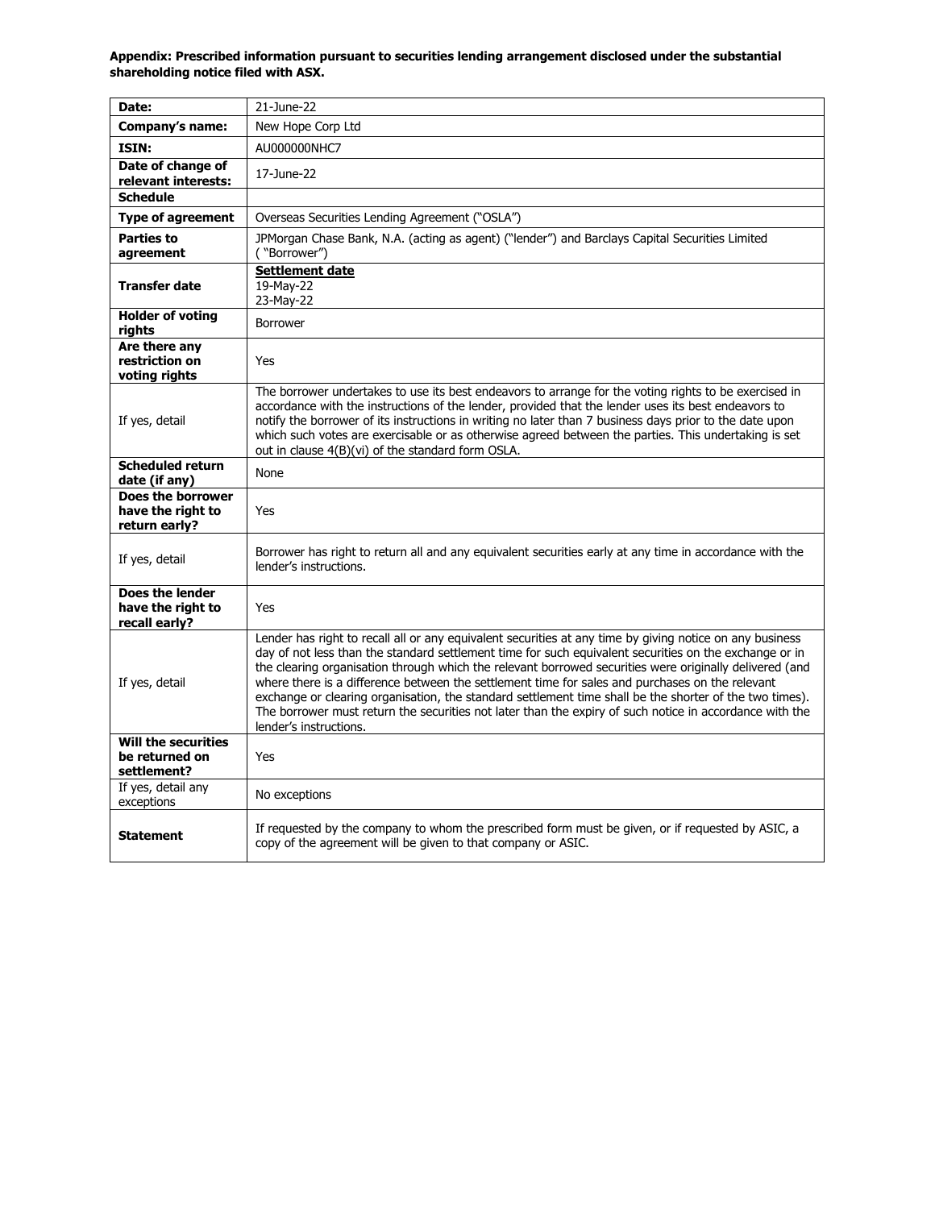**Appendix: Prescribed information pursuant to securities lending arrangement disclosed under the substantial shareholding notice filed with ASX.**

| | |
|---|---|
| **Date:** | 21-June-22 |
| **Company's name:** | New Hope Corp Ltd |
| **ISIN:** | AU000000NHC7 |
| **Date of change of relevant interests:** | 17-June-22 |
| **Schedule** | |
| **Type of agreement** | Overseas Securities Lending Agreement ("OSLA") |
| **Parties to agreement** | JPMorgan Chase Bank, N.A. (acting as agent) ("lender") and Barclays Capital Securities Limited ( "Borrower") |
| **Transfer date** | **Settlement date**<br>19-May-22<br>23-May-22 |
| **Holder of voting rights** | Borrower |
| **Are there any restriction on voting rights** | Yes |
| If yes, detail | The borrower undertakes to use its best endeavors to arrange for the voting rights to be exercised in accordance with the instructions of the lender, provided that the lender uses its best endeavors to notify the borrower of its instructions in writing no later than 7 business days prior to the date upon which such votes are exercisable or as otherwise agreed between the parties. This undertaking is set out in clause 4(B)(vi) of the standard form OSLA. |
| **Scheduled return date (if any)** | None |
| **Does the borrower have the right to return early?** | Yes |
| If yes, detail | Borrower has right to return all and any equivalent securities early at any time in accordance with the lender's instructions. |
| **Does the lender have the right to recall early?** | Yes |
| If yes, detail | Lender has right to recall all or any equivalent securities at any time by giving notice on any business day of not less than the standard settlement time for such equivalent securities on the exchange or in the clearing organisation through which the relevant borrowed securities were originally delivered (and where there is a difference between the settlement time for sales and purchases on the relevant exchange or clearing organisation, the standard settlement time shall be the shorter of the two times). The borrower must return the securities not later than the expiry of such notice in accordance with the lender's instructions. |
| **Will the securities be returned on settlement?** | Yes |
| If yes, detail any exceptions | No exceptions |
| **Statement** | If requested by the company to whom the prescribed form must be given, or if requested by ASIC, a copy of the agreement will be given to that company or ASIC. |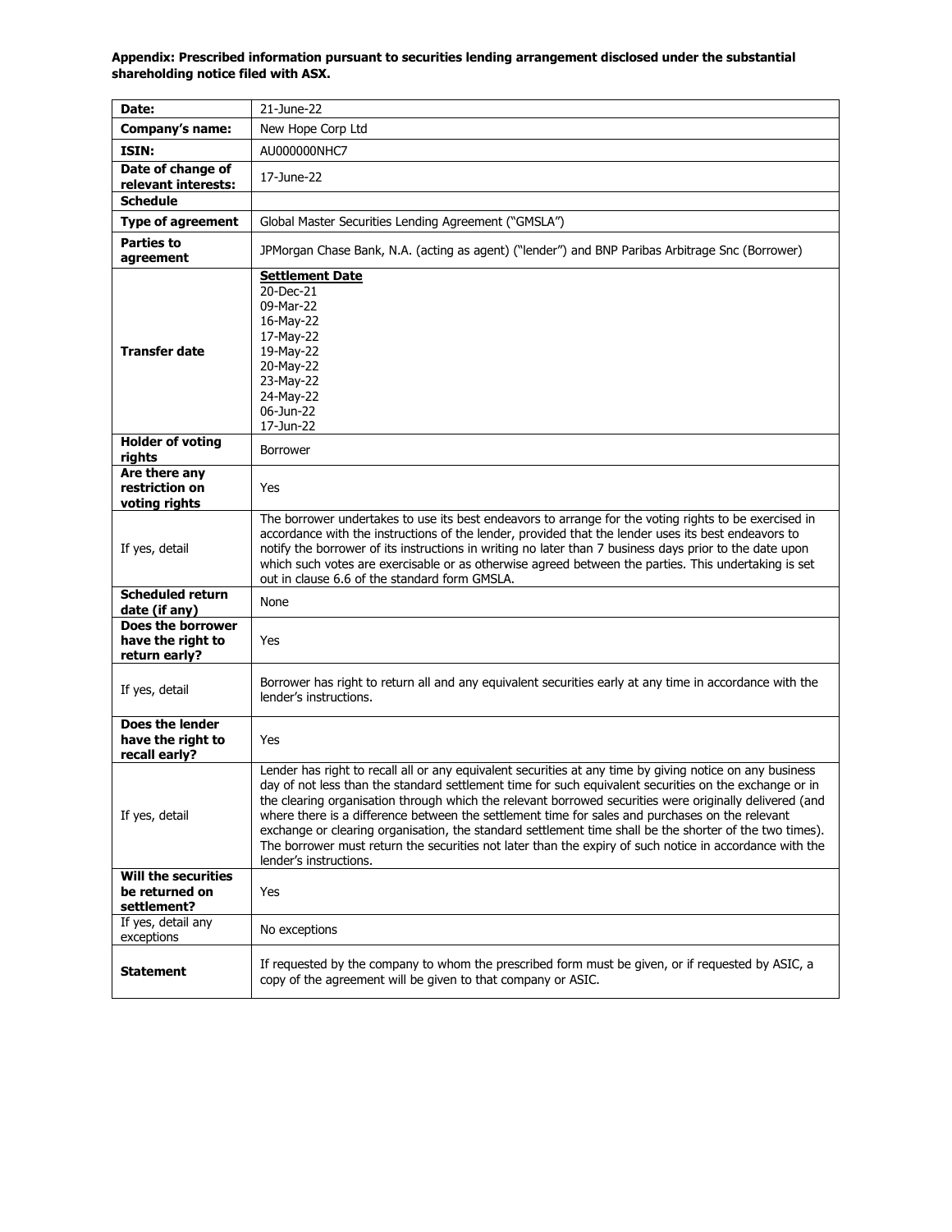**Appendix: Prescribed information pursuant to securities lending arrangement disclosed under the substantial shareholding notice filed with ASX.**

| **Date:** | 21-June-22 |
|---|---|
| **Company's name:** | New Hope Corp Ltd |
| **ISIN:** | AU000000NHC7 |
| **Date of change of relevant interests:** | 17-June-22 |
| **Schedule** | |
| **Type of agreement** | Global Master Securities Lending Agreement ("GMSLA") |
| **Parties to agreement** | JPMorgan Chase Bank, N.A. (acting as agent) ("lender") and BNP Paribas Arbitrage Snc (Borrower) |
| **Transfer date** | **Settlement Date**<br>20-Dec-21<br>09-Mar-22<br>16-May-22<br>17-May-22<br>19-May-22<br>20-May-22<br>23-May-22<br>24-May-22<br>06-Jun-22<br>17-Jun-22 |
| **Holder of voting rights** | Borrower |
| **Are there any restriction on voting rights** | Yes |
| If yes, detail | The borrower undertakes to use its best endeavors to arrange for the voting rights to be exercised in accordance with the instructions of the lender, provided that the lender uses its best endeavors to notify the borrower of its instructions in writing no later than 7 business days prior to the date upon which such votes are exercisable or as otherwise agreed between the parties. This undertaking is set out in clause 6.6 of the standard form GMSLA. |
| **Scheduled return date (if any)** | None |
| **Does the borrower have the right to return early?** | Yes |
| If yes, detail | Borrower has right to return all and any equivalent securities early at any time in accordance with the lender's instructions. |
| **Does the lender have the right to recall early?** | Yes |
| If yes, detail | Lender has right to recall all or any equivalent securities at any time by giving notice on any business day of not less than the standard settlement time for such equivalent securities on the exchange or in the clearing organisation through which the relevant borrowed securities were originally delivered (and where there is a difference between the settlement time for sales and purchases on the relevant exchange or clearing organisation, the standard settlement time shall be the shorter of the two times). The borrower must return the securities not later than the expiry of such notice in accordance with the lender's instructions. |
| **Will the securities be returned on settlement?** | Yes |
| If yes, detail any exceptions | No exceptions |
| **Statement** | If requested by the company to whom the prescribed form must be given, or if requested by ASIC, a copy of the agreement will be given to that company or ASIC. |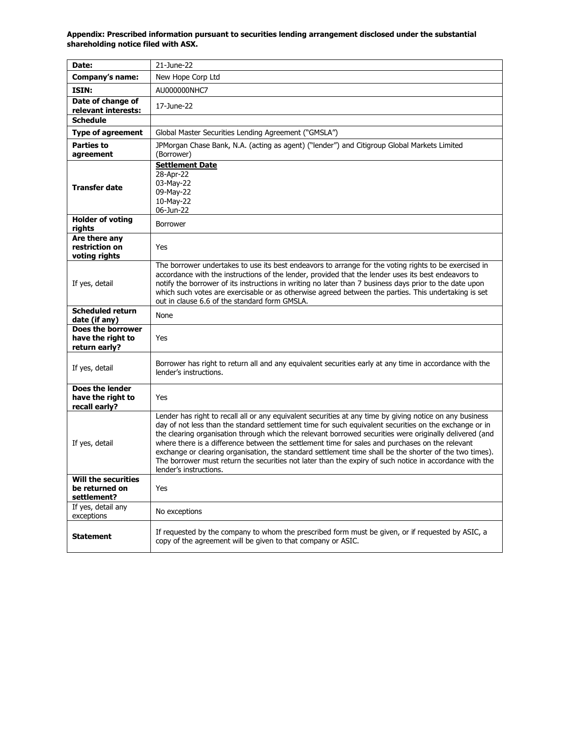**Appendix: Prescribed information pursuant to securities lending arrangement disclosed under the substantial shareholding notice filed with ASX.**

| | |
|---|---|
| **Date:** | 21-June-22 |
| **Company's name:** | New Hope Corp Ltd |
| **ISIN:** | AU000000NHC7 |
| **Date of change of relevant interests:** | 17-June-22 |
| **Schedule** | |
| **Type of agreement** | Global Master Securities Lending Agreement ("GMSLA") |
| **Parties to agreement** | JPMorgan Chase Bank, N.A. (acting as agent) ("lender") and Citigroup Global Markets Limited (Borrower) |
| **Transfer date** | **Settlement Date**<br>28-Apr-22<br>03-May-22<br>09-May-22<br>10-May-22<br>06-Jun-22 |
| **Holder of voting rights** | Borrower |
| **Are there any restriction on voting rights** | Yes |
| If yes, detail | The borrower undertakes to use its best endeavors to arrange for the voting rights to be exercised in accordance with the instructions of the lender, provided that the lender uses its best endeavors to notify the borrower of its instructions in writing no later than 7 business days prior to the date upon which such votes are exercisable or as otherwise agreed between the parties. This undertaking is set out in clause 6.6 of the standard form GMSLA. |
| **Scheduled return date (if any)** | None |
| **Does the borrower have the right to return early?** | Yes |
| If yes, detail | Borrower has right to return all and any equivalent securities early at any time in accordance with the lender's instructions. |
| **Does the lender have the right to recall early?** | Yes |
| If yes, detail | Lender has right to recall all or any equivalent securities at any time by giving notice on any business day of not less than the standard settlement time for such equivalent securities on the exchange or in the clearing organisation through which the relevant borrowed securities were originally delivered (and where there is a difference between the settlement time for sales and purchases on the relevant exchange or clearing organisation, the standard settlement time shall be the shorter of the two times). The borrower must return the securities not later than the expiry of such notice in accordance with the lender's instructions. |
| **Will the securities be returned on settlement?** | Yes |
| If yes, detail any exceptions | No exceptions |
| **Statement** | If requested by the company to whom the prescribed form must be given, or if requested by ASIC, a copy of the agreement will be given to that company or ASIC. |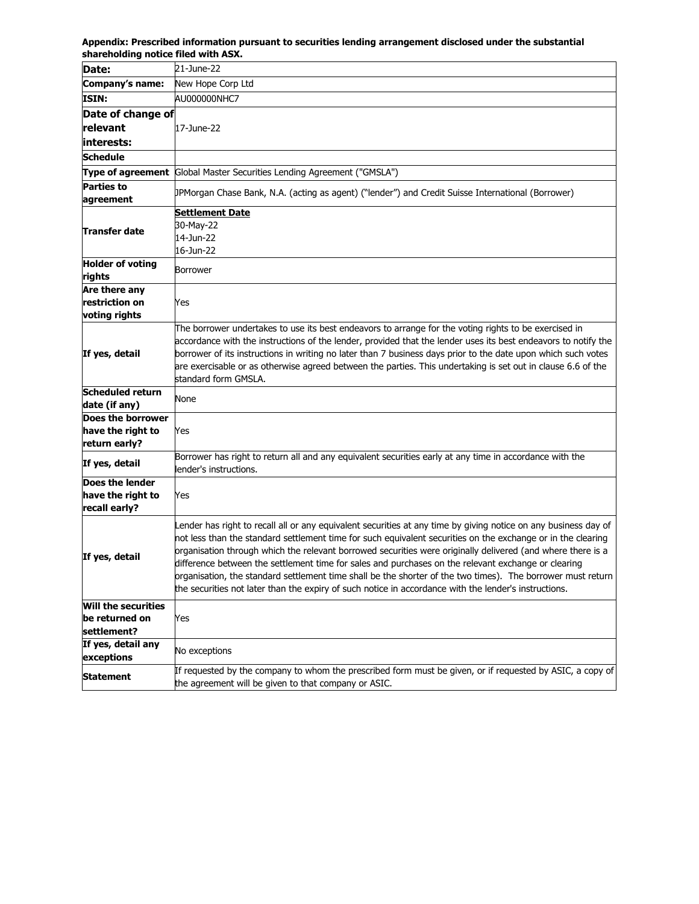**Appendix: Prescribed information pursuant to securities lending arrangement disclosed under the substantial shareholding notice filed with ASX.**

| | |
|---|---|
| **Date:** | 21-June-22 |
| **Company's name:** | New Hope Corp Ltd |
| **ISIN:** | AU000000NHC7 |
| **Date of change of relevant interests:** | 17-June-22 |
| **Schedule** | |
| **Type of agreement** | Global Master Securities Lending Agreement ("GMSLA") |
| **Parties to agreement** | JPMorgan Chase Bank, N.A. (acting as agent) ("lender") and Credit Suisse International (Borrower) |
| **Transfer date** | **Settlement Date**<br>30-May-22<br>14-Jun-22<br>16-Jun-22 |
| **Holder of voting rights** | Borrower |
| **Are there any restriction on voting rights** | Yes |
| **If yes, detail** | The borrower undertakes to use its best endeavors to arrange for the voting rights to be exercised in accordance with the instructions of the lender, provided that the lender uses its best endeavors to notify the borrower of its instructions in writing no later than 7 business days prior to the date upon which such votes are exercisable or as otherwise agreed between the parties. This undertaking is set out in clause 6.6 of the standard form GMSLA. |
| **Scheduled return date (if any)** | None |
| **Does the borrower have the right to return early?** | Yes |
| **If yes, detail** | Borrower has right to return all and any equivalent securities early at any time in accordance with the lender's instructions. |
| **Does the lender have the right to recall early?** | Yes |
| **If yes, detail** | Lender has right to recall all or any equivalent securities at any time by giving notice on any business day of not less than the standard settlement time for such equivalent securities on the exchange or in the clearing organisation through which the relevant borrowed securities were originally delivered (and where there is a difference between the settlement time for sales and purchases on the relevant exchange or clearing organisation, the standard settlement time shall be the shorter of the two times). The borrower must return the securities not later than the expiry of such notice in accordance with the lender's instructions. |
| **Will the securities be returned on settlement?** | Yes |
| **If yes, detail any exceptions** | No exceptions |
| **Statement** | If requested by the company to whom the prescribed form must be given, or if requested by ASIC, a copy of the agreement will be given to that company or ASIC. |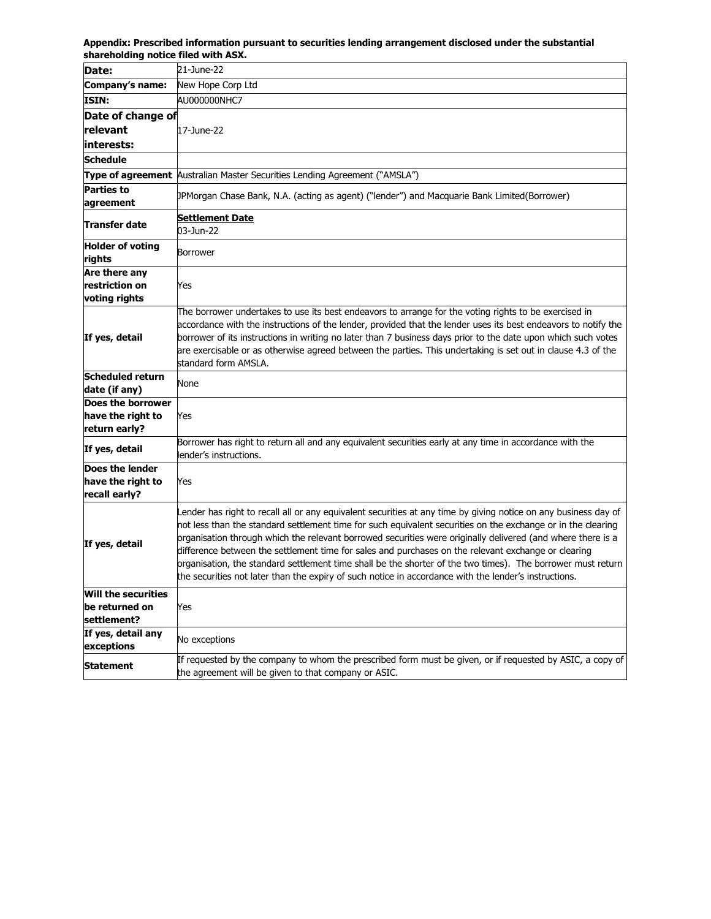**Appendix: Prescribed information pursuant to securities lending arrangement disclosed under the substantial shareholding notice filed with ASX.**

| **Date:** | 21-June-22 |
|---|---|
| **Company's name:** | New Hope Corp Ltd |
| **ISIN:** | AU000000NHC7 |
| **Date of change of relevant interests:** | 17-June-22 |
| **Schedule** | |
| **Type of agreement** | Australian Master Securities Lending Agreement ("AMSLA") |
| **Parties to agreement** | JPMorgan Chase Bank, N.A. (acting as agent) ("lender") and Macquarie Bank Limited(Borrower) |
| **Transfer date** | **Settlement Date**<br>03-Jun-22 |
| **Holder of voting rights** | Borrower |
| **Are there any restriction on voting rights** | Yes |
| **If yes, detail** | The borrower undertakes to use its best endeavors to arrange for the voting rights to be exercised in accordance with the instructions of the lender, provided that the lender uses its best endeavors to notify the borrower of its instructions in writing no later than 7 business days prior to the date upon which such votes are exercisable or as otherwise agreed between the parties. This undertaking is set out in clause 4.3 of the standard form AMSLA. |
| **Scheduled return date (if any)** | None |
| **Does the borrower have the right to return early?** | Yes |
| **If yes, detail** | Borrower has right to return all and any equivalent securities early at any time in accordance with the lender's instructions. |
| **Does the lender have the right to recall early?** | Yes |
| **If yes, detail** | Lender has right to recall all or any equivalent securities at any time by giving notice on any business day of not less than the standard settlement time for such equivalent securities on the exchange or in the clearing organisation through which the relevant borrowed securities were originally delivered (and where there is a difference between the settlement time for sales and purchases on the relevant exchange or clearing organisation, the standard settlement time shall be the shorter of the two times). The borrower must return the securities not later than the expiry of such notice in accordance with the lender's instructions. |
| **Will the securities be returned on settlement?** | Yes |
| **If yes, detail any exceptions** | No exceptions |
| **Statement** | If requested by the company to whom the prescribed form must be given, or if requested by ASIC, a copy of the agreement will be given to that company or ASIC. |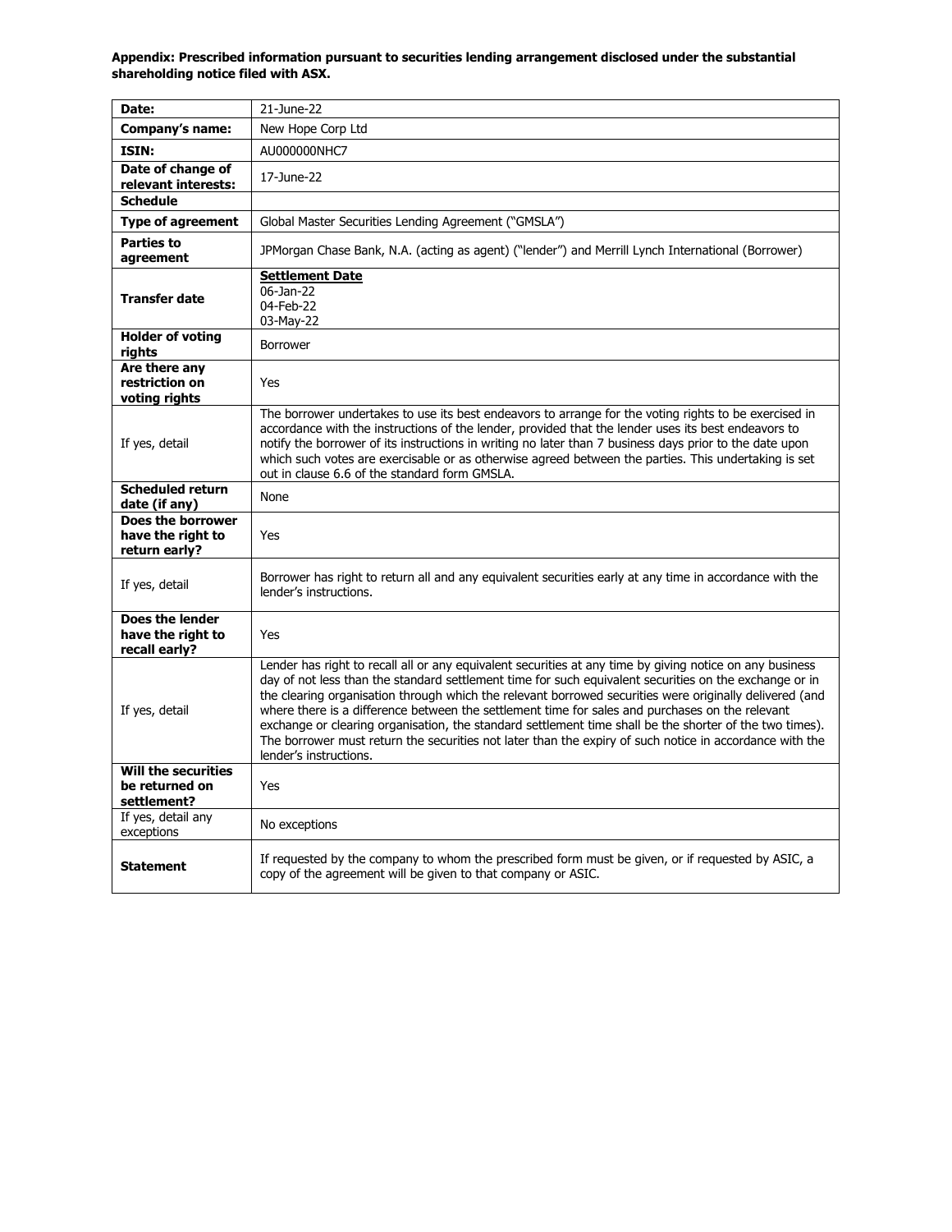**Appendix: Prescribed information pursuant to securities lending arrangement disclosed under the substantial shareholding notice filed with ASX.**

| **Date:** | 21-June-22 |
|---|---|
| **Company's name:** | New Hope Corp Ltd |
| **ISIN:** | AU000000NHC7 |
| **Date of change of relevant interests:** | 17-June-22 |
| **Schedule** | |
| **Type of agreement** | Global Master Securities Lending Agreement ("GMSLA") |
| **Parties to agreement** | JPMorgan Chase Bank, N.A. (acting as agent) ("lender") and Merrill Lynch International (Borrower) |
| **Transfer date** | **Settlement Date**<br>06-Jan-22<br>04-Feb-22<br>03-May-22 |
| **Holder of voting rights** | Borrower |
| **Are there any restriction on voting rights** | Yes |
| If yes, detail | The borrower undertakes to use its best endeavors to arrange for the voting rights to be exercised in accordance with the instructions of the lender, provided that the lender uses its best endeavors to notify the borrower of its instructions in writing no later than 7 business days prior to the date upon which such votes are exercisable or as otherwise agreed between the parties. This undertaking is set out in clause 6.6 of the standard form GMSLA. |
| **Scheduled return date (if any)** | None |
| **Does the borrower have the right to return early?** | Yes |
| If yes, detail | Borrower has right to return all and any equivalent securities early at any time in accordance with the lender's instructions. |
| **Does the lender have the right to recall early?** | Yes |
| If yes, detail | Lender has right to recall all or any equivalent securities at any time by giving notice on any business day of not less than the standard settlement time for such equivalent securities on the exchange or in the clearing organisation through which the relevant borrowed securities were originally delivered (and where there is a difference between the settlement time for sales and purchases on the relevant exchange or clearing organisation, the standard settlement time shall be the shorter of the two times). The borrower must return the securities not later than the expiry of such notice in accordance with the lender's instructions. |
| **Will the securities be returned on settlement?** | Yes |
| If yes, detail any exceptions | No exceptions |
| **Statement** | If requested by the company to whom the prescribed form must be given, or if requested by ASIC, a copy of the agreement will be given to that company or ASIC. |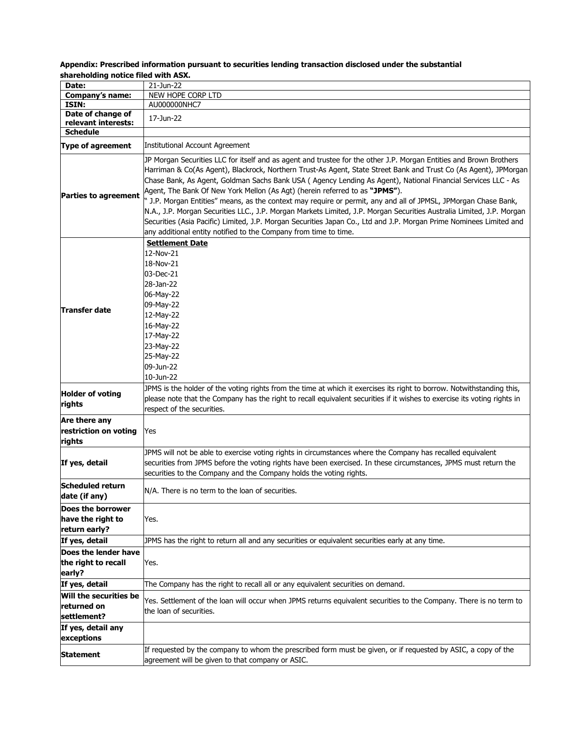**Appendix: Prescribed information pursuant to securities lending transaction disclosed under the substantial shareholding notice filed with ASX.**

| Date: | 21-Jun-22 |
|---|---|
| **Company's name:** | NEW HOPE CORP LTD |
| **ISIN:** | AU000000NHC7 |
| **Date of change of relevant interests:** | 17-Jun-22 |
| **Schedule** | |
| **Type of agreement** | Institutional Account Agreement |
| **Parties to agreement** | JP Morgan Securities LLC for itself and as agent and trustee for the other J.P. Morgan Entities and Brown Brothers Harriman & Co(As Agent), Blackrock, Northern Trust-As Agent, State Street Bank and Trust Co (As Agent), JPMorgan Chase Bank, As Agent, Goldman Sachs Bank USA ( Agency Lending As Agent), National Financial Services LLC - As Agent, The Bank Of New York Mellon (As Agt) (herein referred to as **"JPMS"**).<br>" J.P. Morgan Entities" means, as the context may require or permit, any and all of JPMSL, JPMorgan Chase Bank, N.A., J.P. Morgan Securities LLC., J.P. Morgan Markets Limited, J.P. Morgan Securities Australia Limited, J.P. Morgan Securities (Asia Pacific) Limited, J.P. Morgan Securities Japan Co., Ltd and J.P. Morgan Prime Nominees Limited and any additional entity notified to the Company from time to time. |
| **Transfer date** | **Settlement Date**<br>12-Nov-21<br>18-Nov-21<br>03-Dec-21<br>28-Jan-22<br>06-May-22<br>09-May-22<br>12-May-22<br>16-May-22<br>17-May-22<br>23-May-22<br>25-May-22<br>09-Jun-22<br>10-Jun-22 |
| **Holder of voting rights** | JPMS is the holder of the voting rights from the time at which it exercises its right to borrow. Notwithstanding this, please note that the Company has the right to recall equivalent securities if it wishes to exercise its voting rights in respect of the securities. |
| **Are there any restriction on voting rights** | Yes |
| **If yes, detail** | JPMS will not be able to exercise voting rights in circumstances where the Company has recalled equivalent securities from JPMS before the voting rights have been exercised. In these circumstances, JPMS must return the securities to the Company and the Company holds the voting rights. |
| **Scheduled return date (if any)** | N/A. There is no term to the loan of securities. |
| **Does the borrower have the right to return early?** | Yes. |
| **If yes, detail** | JPMS has the right to return all and any securities or equivalent securities early at any time. |
| **Does the lender have the right to recall early?** | Yes. |
| **If yes, detail** | The Company has the right to recall all or any equivalent securities on demand. |
| **Will the securities be returned on settlement?** | Yes. Settlement of the loan will occur when JPMS returns equivalent securities to the Company. There is no term to the loan of securities. |
| **If yes, detail any exceptions** | |
| **Statement** | If requested by the company to whom the prescribed form must be given, or if requested by ASIC, a copy of the agreement will be given to that company or ASIC. |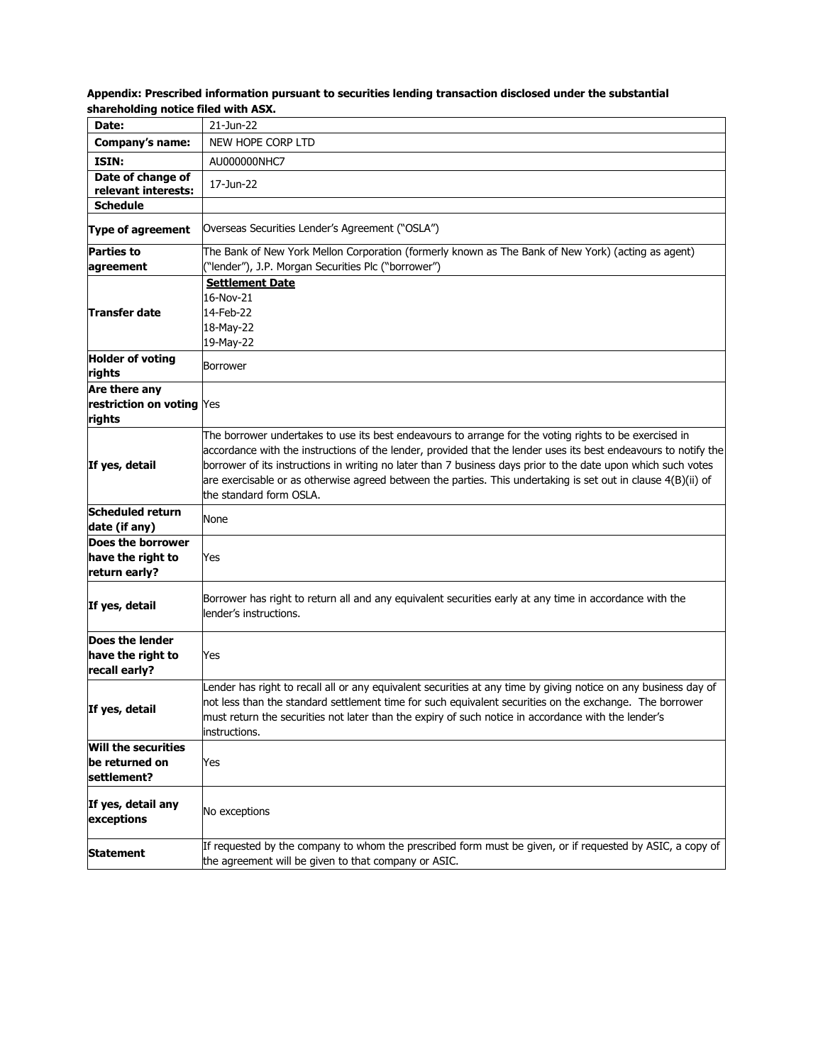**Appendix: Prescribed information pursuant to securities lending transaction disclosed under the substantial shareholding notice filed with ASX.**

| Date: | 21-Jun-22 |
|---|---|
| **Company's name:** | NEW HOPE CORP LTD |
| **ISIN:** | AU000000NHC7 |
| **Date of change of relevant interests:** | 17-Jun-22 |
| **Schedule** | |
| **Type of agreement** | Overseas Securities Lender's Agreement ("OSLA") |
| **Parties to agreement** | The Bank of New York Mellon Corporation (formerly known as The Bank of New York) (acting as agent) ("lender"), J.P. Morgan Securities Plc ("borrower") |
| **Transfer date** | **Settlement Date**<br>16-Nov-21<br>14-Feb-22<br>18-May-22<br>19-May-22 |
| **Holder of voting rights** | Borrower |
| **Are there any restriction on voting rights** | Yes |
| **If yes, detail** | The borrower undertakes to use its best endeavours to arrange for the voting rights to be exercised in accordance with the instructions of the lender, provided that the lender uses its best endeavours to notify the borrower of its instructions in writing no later than 7 business days prior to the date upon which such votes are exercisable or as otherwise agreed between the parties. This undertaking is set out in clause 4(B)(ii) of the standard form OSLA. |
| **Scheduled return date (if any)** | None |
| **Does the borrower have the right to return early?** | Yes |
| **If yes, detail** | Borrower has right to return all and any equivalent securities early at any time in accordance with the lender's instructions. |
| **Does the lender have the right to recall early?** | Yes |
| **If yes, detail** | Lender has right to recall all or any equivalent securities at any time by giving notice on any business day of not less than the standard settlement time for such equivalent securities on the exchange. The borrower must return the securities not later than the expiry of such notice in accordance with the lender's instructions. |
| **Will the securities be returned on settlement?** | Yes |
| **If yes, detail any exceptions** | No exceptions |
| **Statement** | If requested by the company to whom the prescribed form must be given, or if requested by ASIC, a copy of the agreement will be given to that company or ASIC. |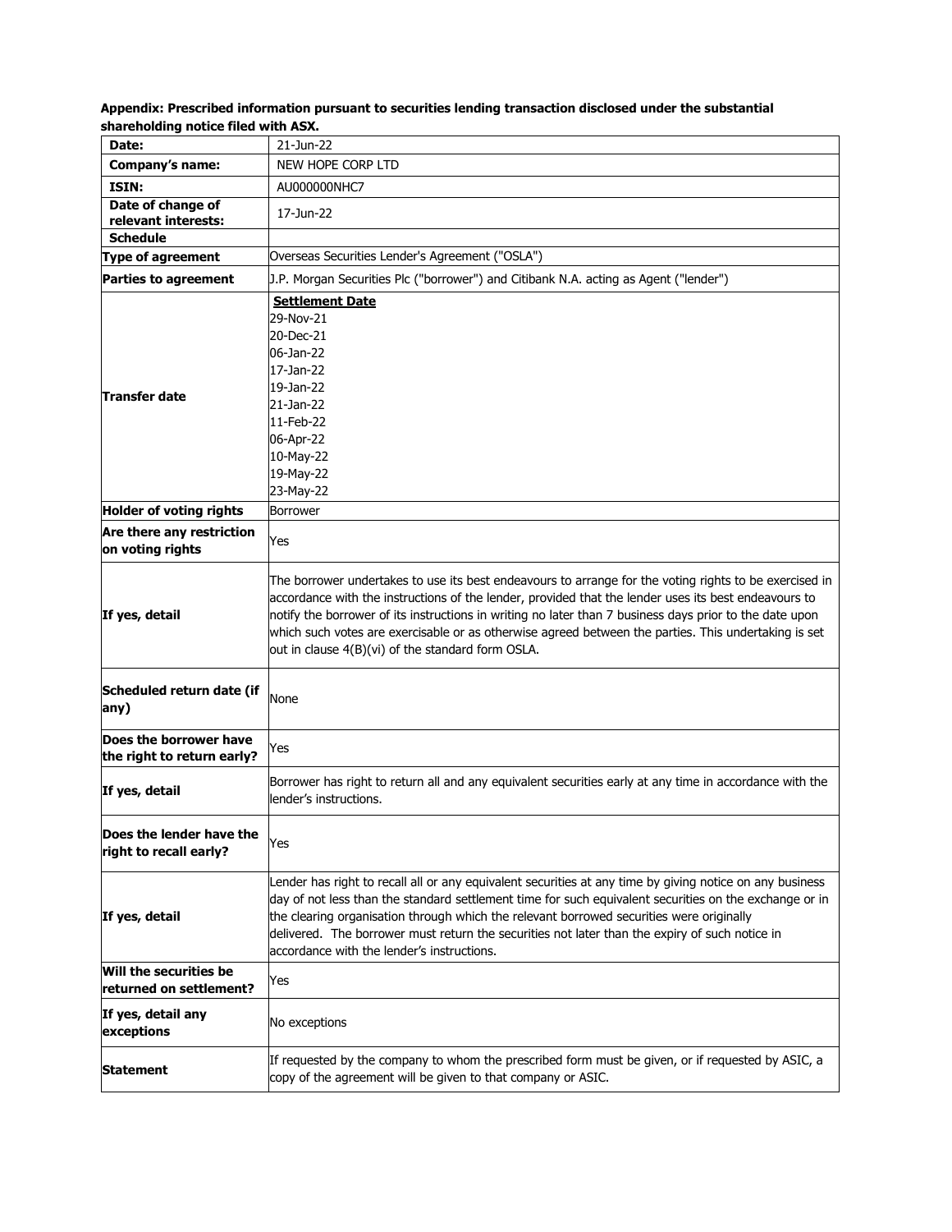**Appendix: Prescribed information pursuant to securities lending transaction disclosed under the substantial shareholding notice filed with ASX.**

| | |
|---|---|
| **Date:** | 21-Jun-22 |
| **Company's name:** | NEW HOPE CORP LTD |
| **ISIN:** | AU000000NHC7 |
| **Date of change of relevant interests:** | 17-Jun-22 |
| **Schedule** | |
| **Type of agreement** | Overseas Securities Lender's Agreement ("OSLA") |
| **Parties to agreement** | J.P. Morgan Securities Plc ("borrower") and Citibank N.A. acting as Agent ("lender") |
| **Transfer date** | **Settlement Date**<br>29-Nov-21<br>20-Dec-21<br>06-Jan-22<br>17-Jan-22<br>19-Jan-22<br>21-Jan-22<br>11-Feb-22<br>06-Apr-22<br>10-May-22<br>19-May-22<br>23-May-22 |
| **Holder of voting rights** | Borrower |
| **Are there any restriction on voting rights** | Yes |
| **If yes, detail** | The borrower undertakes to use its best endeavours to arrange for the voting rights to be exercised in accordance with the instructions of the lender, provided that the lender uses its best endeavours to notify the borrower of its instructions in writing no later than 7 business days prior to the date upon which such votes are exercisable or as otherwise agreed between the parties. This undertaking is set out in clause 4(B)(vi) of the standard form OSLA. |
| **Scheduled return date (if any)** | None |
| **Does the borrower have the right to return early?** | Yes |
| **If yes, detail** | Borrower has right to return all and any equivalent securities early at any time in accordance with the lender's instructions. |
| **Does the lender have the right to recall early?** | Yes |
| **If yes, detail** | Lender has right to recall all or any equivalent securities at any time by giving notice on any business day of not less than the standard settlement time for such equivalent securities on the exchange or in the clearing organisation through which the relevant borrowed securities were originally delivered. The borrower must return the securities not later than the expiry of such notice in accordance with the lender's instructions. |
| **Will the securities be returned on settlement?** | Yes |
| **If yes, detail any exceptions** | No exceptions |
| **Statement** | If requested by the company to whom the prescribed form must be given, or if requested by ASIC, a copy of the agreement will be given to that company or ASIC. |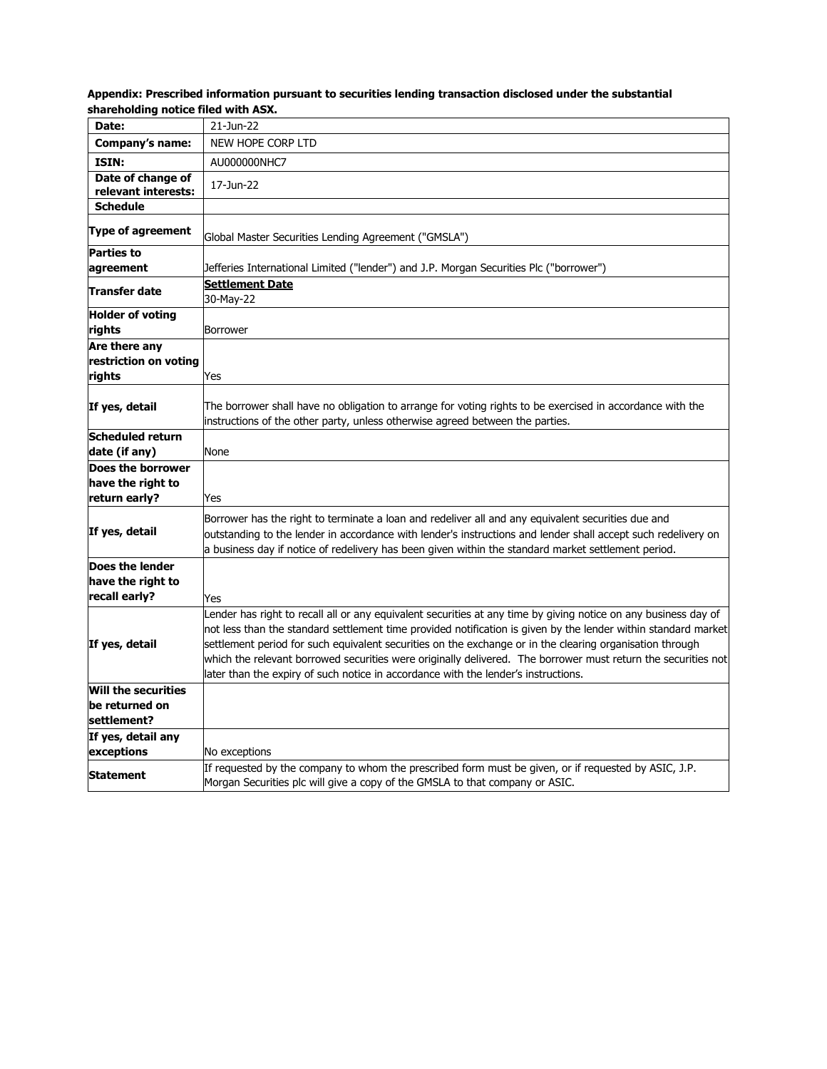**Appendix: Prescribed information pursuant to securities lending transaction disclosed under the substantial shareholding notice filed with ASX.**

| | |
|---|---|
| **Date:** | 21-Jun-22 |
| **Company's name:** | NEW HOPE CORP LTD |
| **ISIN:** | AU000000NHC7 |
| **Date of change of relevant interests:** | 17-Jun-22 |
| **Schedule** | |
| **Type of agreement** | Global Master Securities Lending Agreement ("GMSLA") |
| **Parties to agreement** | Jefferies International Limited ("lender") and J.P. Morgan Securities Plc ("borrower") |
| **Transfer date** | **Settlement Date**<br>30-May-22 |
| **Holder of voting rights** | Borrower |
| **Are there any restriction on voting rights** | Yes |
| **If yes, detail** | The borrower shall have no obligation to arrange for voting rights to be exercised in accordance with the instructions of the other party, unless otherwise agreed between the parties. |
| **Scheduled return date (if any)** | None |
| **Does the borrower have the right to return early?** | Yes |
| **If yes, detail** | Borrower has the right to terminate a loan and redeliver all and any equivalent securities due and outstanding to the lender in accordance with lender's instructions and lender shall accept such redelivery on a business day if notice of redelivery has been given within the standard market settlement period. |
| **Does the lender have the right to recall early?** | Yes |
| **If yes, detail** | Lender has right to recall all or any equivalent securities at any time by giving notice on any business day of not less than the standard settlement time provided notification is given by the lender within standard market settlement period for such equivalent securities on the exchange or in the clearing organisation through which the relevant borrowed securities were originally delivered. The borrower must return the securities not later than the expiry of such notice in accordance with the lender's instructions. |
| **Will the securities be returned on settlement?** | |
| **If yes, detail any exceptions** | No exceptions |
| **Statement** | If requested by the company to whom the prescribed form must be given, or if requested by ASIC, J.P. Morgan Securities plc will give a copy of the GMSLA to that company or ASIC. |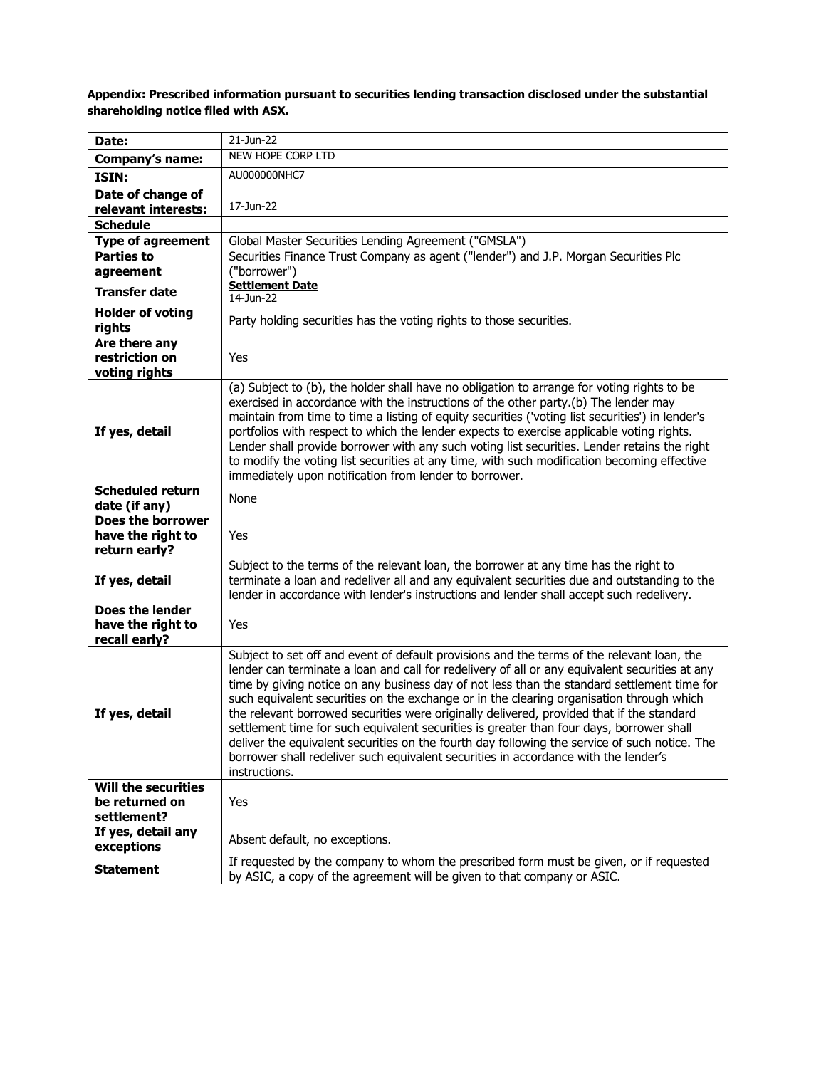**Appendix: Prescribed information pursuant to securities lending transaction disclosed under the substantial shareholding notice filed with ASX.**

| | |
|---|---|
| **Date:** | 21-Jun-22 |
| **Company's name:** | NEW HOPE CORP LTD |
| **ISIN:** | AU000000NHC7 |
| **Date of change of relevant interests:** | 17-Jun-22 |
| **Schedule** | |
| **Type of agreement** | Global Master Securities Lending Agreement ("GMSLA") |
| **Parties to agreement** | Securities Finance Trust Company as agent ("lender") and J.P. Morgan Securities Plc ("borrower") |
| **Transfer date** | **Settlement Date**<br>14-Jun-22 |
| **Holder of voting rights** | Party holding securities has the voting rights to those securities. |
| **Are there any restriction on voting rights** | Yes |
| **If yes, detail** | (a) Subject to (b), the holder shall have no obligation to arrange for voting rights to be exercised in accordance with the instructions of the other party.(b) The lender may maintain from time to time a listing of equity securities ('voting list securities') in lender's portfolios with respect to which the lender expects to exercise applicable voting rights. Lender shall provide borrower with any such voting list securities. Lender retains the right to modify the voting list securities at any time, with such modification becoming effective immediately upon notification from lender to borrower. |
| **Scheduled return date (if any)** | None |
| **Does the borrower have the right to return early?** | Yes |
| **If yes, detail** | Subject to the terms of the relevant loan, the borrower at any time has the right to terminate a loan and redeliver all and any equivalent securities due and outstanding to the lender in accordance with lender's instructions and lender shall accept such redelivery. |
| **Does the lender have the right to recall early?** | Yes |
| **If yes, detail** | Subject to set off and event of default provisions and the terms of the relevant loan, the lender can terminate a loan and call for redelivery of all or any equivalent securities at any time by giving notice on any business day of not less than the standard settlement time for such equivalent securities on the exchange or in the clearing organisation through which the relevant borrowed securities were originally delivered, provided that if the standard settlement time for such equivalent securities is greater than four days, borrower shall deliver the equivalent securities on the fourth day following the service of such notice. The borrower shall redeliver such equivalent securities in accordance with the lender's instructions. |
| **Will the securities be returned on settlement?** | Yes |
| **If yes, detail any exceptions** | Absent default, no exceptions. |
| **Statement** | If requested by the company to whom the prescribed form must be given, or if requested by ASIC, a copy of the agreement will be given to that company or ASIC. |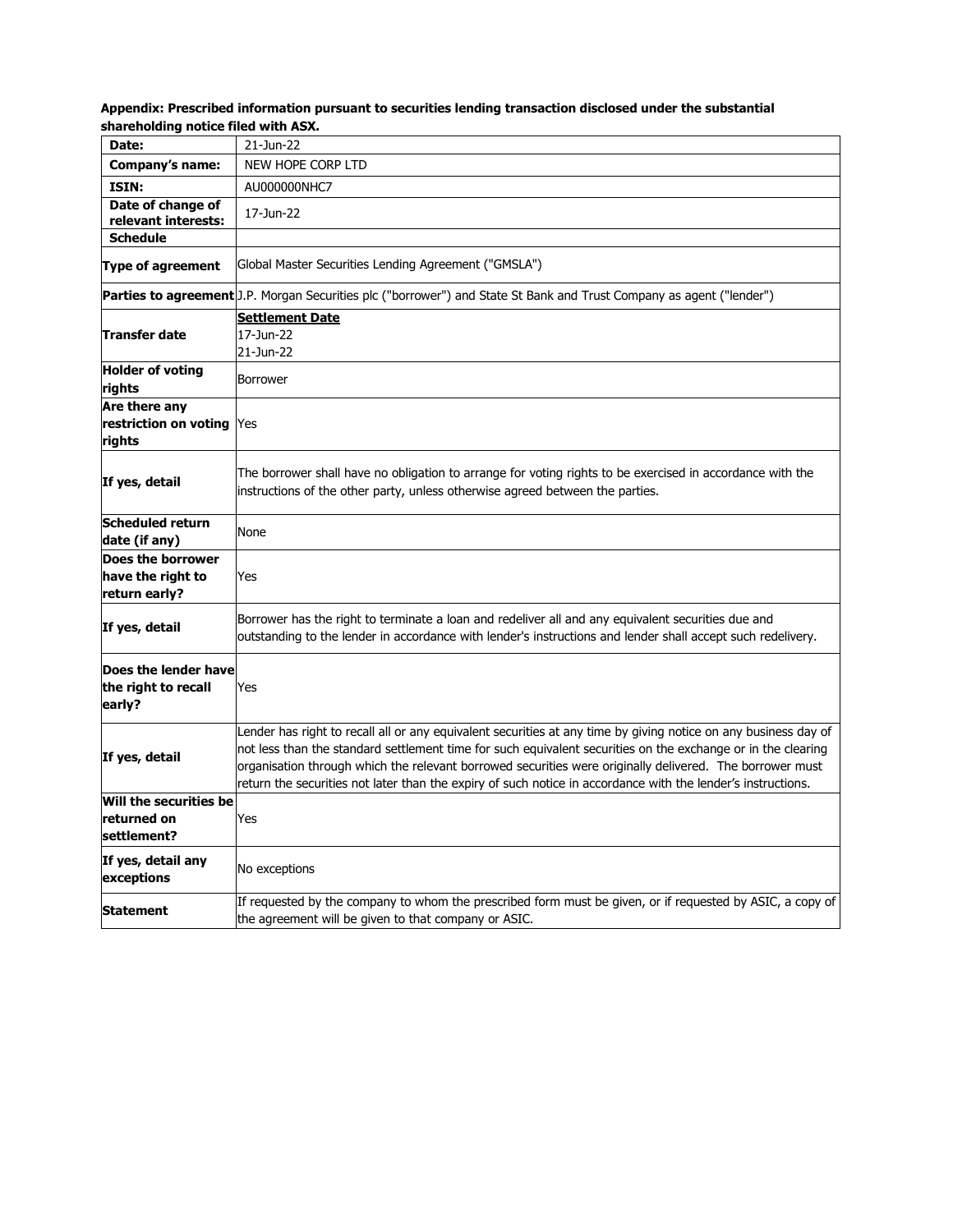**Appendix: Prescribed information pursuant to securities lending transaction disclosed under the substantial shareholding notice filed with ASX.**

| | |
|---|---|
| **Date:** | 21-Jun-22 |
| **Company's name:** | NEW HOPE CORP LTD |
| **ISIN:** | AU000000NHC7 |
| **Date of change of relevant interests:** | 17-Jun-22 |
| **Schedule** | |
| **Type of agreement** | Global Master Securities Lending Agreement ("GMSLA") |
| **Parties to agreement** | J.P. Morgan Securities plc ("borrower") and State St Bank and Trust Company as agent ("lender") |
| **Transfer date** | **Settlement Date**<br>17-Jun-22<br>21-Jun-22 |
| **Holder of voting rights** | Borrower |
| **Are there any restriction on voting rights** | Yes |
| **If yes, detail** | The borrower shall have no obligation to arrange for voting rights to be exercised in accordance with the instructions of the other party, unless otherwise agreed between the parties. |
| **Scheduled return date (if any)** | None |
| **Does the borrower have the right to return early?** | Yes |
| **If yes, detail** | Borrower has the right to terminate a loan and redeliver all and any equivalent securities due and outstanding to the lender in accordance with lender's instructions and lender shall accept such redelivery. |
| **Does the lender have the right to recall early?** | Yes |
| **If yes, detail** | Lender has right to recall all or any equivalent securities at any time by giving notice on any business day of not less than the standard settlement time for such equivalent securities on the exchange or in the clearing organisation through which the relevant borrowed securities were originally delivered. The borrower must return the securities not later than the expiry of such notice in accordance with the lender's instructions. |
| **Will the securities be returned on settlement?** | Yes |
| **If yes, detail any exceptions** | No exceptions |
| **Statement** | If requested by the company to whom the prescribed form must be given, or if requested by ASIC, a copy of the agreement will be given to that company or ASIC. |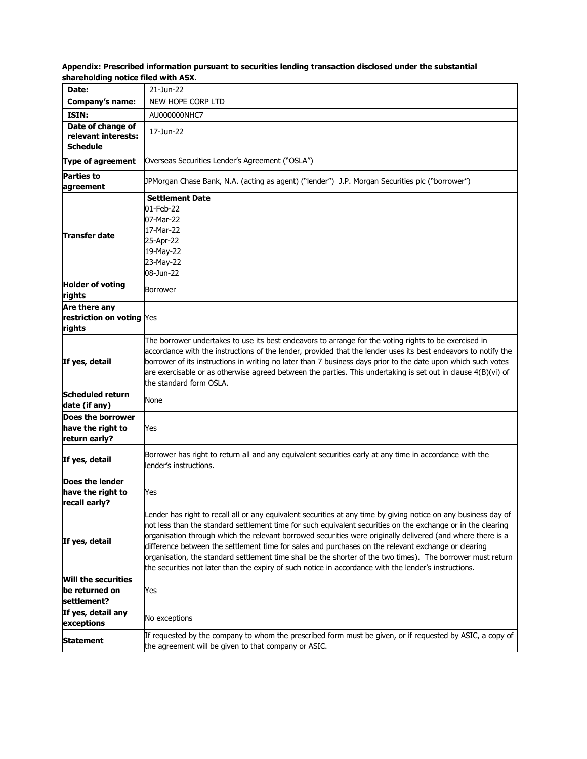**Appendix: Prescribed information pursuant to securities lending transaction disclosed under the substantial shareholding notice filed with ASX.**

| | |
|---|---|
| **Date:** | 21-Jun-22 |
| **Company's name:** | NEW HOPE CORP LTD |
| **ISIN:** | AU000000NHC7 |
| **Date of change of relevant interests:** | 17-Jun-22 |
| **Schedule** | |
| **Type of agreement** | Overseas Securities Lender's Agreement ("OSLA") |
| **Parties to agreement** | JPMorgan Chase Bank, N.A. (acting as agent) ("lender") J.P. Morgan Securities plc ("borrower") |
| **Transfer date** | **Settlement Date**<br>01-Feb-22<br>07-Mar-22<br>17-Mar-22<br>25-Apr-22<br>19-May-22<br>23-May-22<br>08-Jun-22 |
| **Holder of voting rights** | Borrower |
| **Are there any restriction on voting rights** | Yes |
| **If yes, detail** | The borrower undertakes to use its best endeavors to arrange for the voting rights to be exercised in accordance with the instructions of the lender, provided that the lender uses its best endeavors to notify the borrower of its instructions in writing no later than 7 business days prior to the date upon which such votes are exercisable or as otherwise agreed between the parties. This undertaking is set out in clause 4(B)(vi) of the standard form OSLA. |
| **Scheduled return date (if any)** | None |
| **Does the borrower have the right to return early?** | Yes |
| **If yes, detail** | Borrower has right to return all and any equivalent securities early at any time in accordance with the lender's instructions. |
| **Does the lender have the right to recall early?** | Yes |
| **If yes, detail** | Lender has right to recall all or any equivalent securities at any time by giving notice on any business day of not less than the standard settlement time for such equivalent securities on the exchange or in the clearing organisation through which the relevant borrowed securities were originally delivered (and where there is a difference between the settlement time for sales and purchases on the relevant exchange or clearing organisation, the standard settlement time shall be the shorter of the two times). The borrower must return the securities not later than the expiry of such notice in accordance with the lender's instructions. |
| **Will the securities be returned on settlement?** | Yes |
| **If yes, detail any exceptions** | No exceptions |
| **Statement** | If requested by the company to whom the prescribed form must be given, or if requested by ASIC, a copy of the agreement will be given to that company or ASIC. |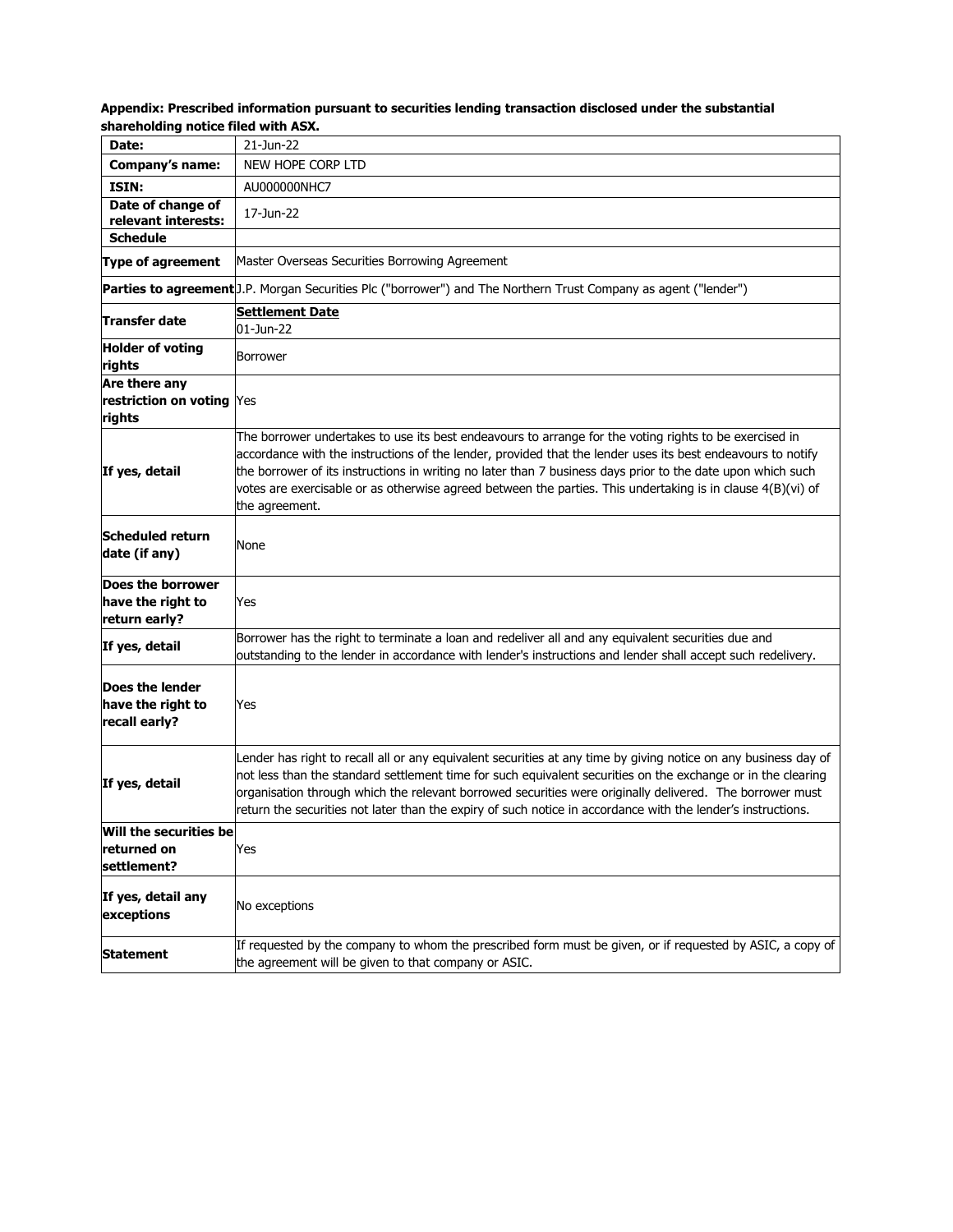**Appendix: Prescribed information pursuant to securities lending transaction disclosed under the substantial shareholding notice filed with ASX.**

| | |
|---|---|
| **Date:** | 21-Jun-22 |
| **Company's name:** | NEW HOPE CORP LTD |
| **ISIN:** | AU000000NHC7 |
| **Date of change of relevant interests:** | 17-Jun-22 |
| **Schedule** | |
| **Type of agreement** | Master Overseas Securities Borrowing Agreement |
| **Parties to agreement** | J.P. Morgan Securities Plc ("borrower") and The Northern Trust Company as agent ("lender") |
| **Transfer date** | **Settlement Date**<br>01-Jun-22 |
| **Holder of voting rights** | Borrower |
| **Are there any restriction on voting rights** | Yes |
| **If yes, detail** | The borrower undertakes to use its best endeavours to arrange for the voting rights to be exercised in accordance with the instructions of the lender, provided that the lender uses its best endeavours to notify the borrower of its instructions in writing no later than 7 business days prior to the date upon which such votes are exercisable or as otherwise agreed between the parties. This undertaking is in clause 4(B)(vi) of the agreement. |
| **Scheduled return date (if any)** | None |
| **Does the borrower have the right to return early?** | Yes |
| **If yes, detail** | Borrower has the right to terminate a loan and redeliver all and any equivalent securities due and outstanding to the lender in accordance with lender's instructions and lender shall accept such redelivery. |
| **Does the lender have the right to recall early?** | Yes |
| **If yes, detail** | Lender has right to recall all or any equivalent securities at any time by giving notice on any business day of not less than the standard settlement time for such equivalent securities on the exchange or in the clearing organisation through which the relevant borrowed securities were originally delivered. The borrower must return the securities not later than the expiry of such notice in accordance with the lender's instructions. |
| **Will the securities be returned on settlement?** | Yes |
| **If yes, detail any exceptions** | No exceptions |
| **Statement** | If requested by the company to whom the prescribed form must be given, or if requested by ASIC, a copy of the agreement will be given to that company or ASIC. |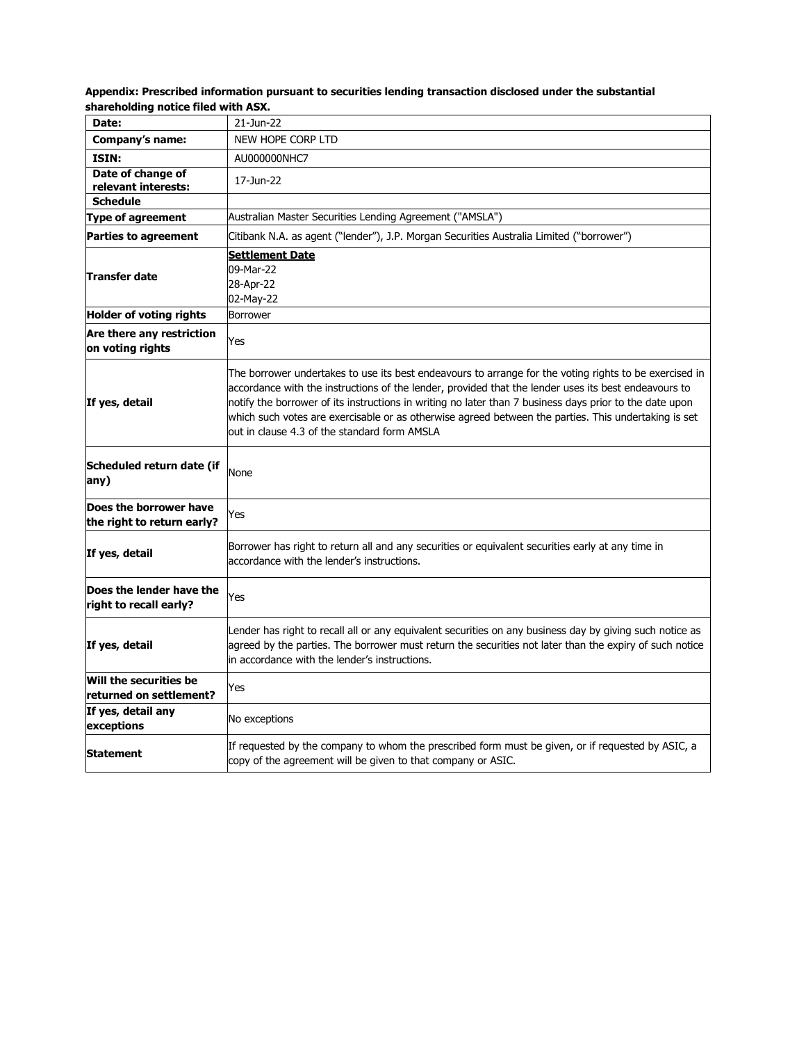**Appendix: Prescribed information pursuant to securities lending transaction disclosed under the substantial shareholding notice filed with ASX.**

| | |
|---|---|
| **Date:** | 21-Jun-22 |
| **Company's name:** | NEW HOPE CORP LTD |
| **ISIN:** | AU000000NHC7 |
| **Date of change of relevant interests:** | 17-Jun-22 |
| **Schedule** | |
| **Type of agreement** | Australian Master Securities Lending Agreement ("AMSLA") |
| **Parties to agreement** | Citibank N.A. as agent ("lender"), J.P. Morgan Securities Australia Limited ("borrower") |
| **Transfer date** | **Settlement Date**<br>09-Mar-22<br>28-Apr-22<br>02-May-22 |
| **Holder of voting rights** | Borrower |
| **Are there any restriction on voting rights** | Yes |
| **If yes, detail** | The borrower undertakes to use its best endeavours to arrange for the voting rights to be exercised in accordance with the instructions of the lender, provided that the lender uses its best endeavours to notify the borrower of its instructions in writing no later than 7 business days prior to the date upon which such votes are exercisable or as otherwise agreed between the parties. This undertaking is set out in clause 4.3 of the standard form AMSLA |
| **Scheduled return date (if any)** | None |
| **Does the borrower have the right to return early?** | Yes |
| **If yes, detail** | Borrower has right to return all and any securities or equivalent securities early at any time in accordance with the lender's instructions. |
| **Does the lender have the right to recall early?** | Yes |
| **If yes, detail** | Lender has right to recall all or any equivalent securities on any business day by giving such notice as agreed by the parties. The borrower must return the securities not later than the expiry of such notice in accordance with the lender's instructions. |
| **Will the securities be returned on settlement?** | Yes |
| **If yes, detail any exceptions** | No exceptions |
| **Statement** | If requested by the company to whom the prescribed form must be given, or if requested by ASIC, a copy of the agreement will be given to that company or ASIC. |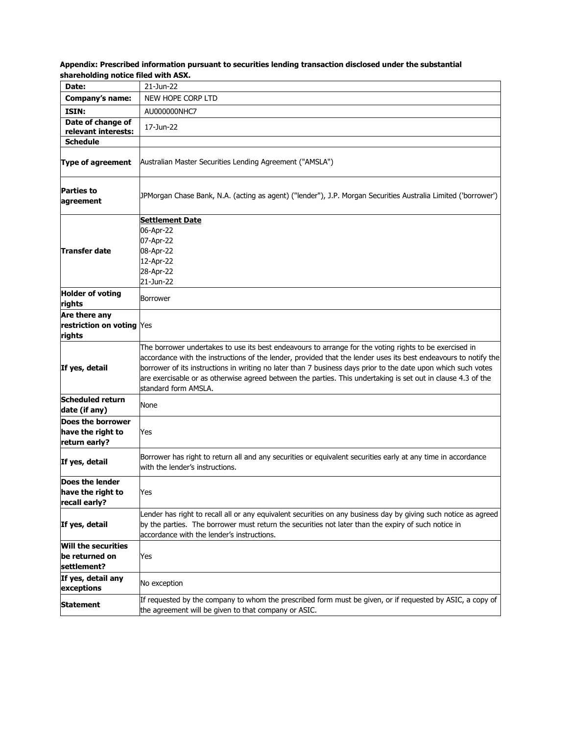**Appendix: Prescribed information pursuant to securities lending transaction disclosed under the substantial shareholding notice filed with ASX.**

| | |
|---|---|
| **Date:** | 21-Jun-22 |
| **Company's name:** | NEW HOPE CORP LTD |
| **ISIN:** | AU000000NHC7 |
| **Date of change of relevant interests:** | 17-Jun-22 |
| **Schedule** | |
| **Type of agreement** | Australian Master Securities Lending Agreement ("AMSLA") |
| **Parties to agreement** | JPMorgan Chase Bank, N.A. (acting as agent) ("lender"), J.P. Morgan Securities Australia Limited ('borrower') |
| **Transfer date** | **Settlement Date**<br>06-Apr-22<br>07-Apr-22<br>08-Apr-22<br>12-Apr-22<br>28-Apr-22<br>21-Jun-22 |
| **Holder of voting rights** | Borrower |
| **Are there any restriction on voting rights** | Yes |
| **If yes, detail** | The borrower undertakes to use its best endeavours to arrange for the voting rights to be exercised in accordance with the instructions of the lender, provided that the lender uses its best endeavours to notify the borrower of its instructions in writing no later than 7 business days prior to the date upon which such votes are exercisable or as otherwise agreed between the parties. This undertaking is set out in clause 4.3 of the standard form AMSLA. |
| **Scheduled return date (if any)** | None |
| **Does the borrower have the right to return early?** | Yes |
| **If yes, detail** | Borrower has right to return all and any securities or equivalent securities early at any time in accordance with the lender's instructions. |
| **Does the lender have the right to recall early?** | Yes |
| **If yes, detail** | Lender has right to recall all or any equivalent securities on any business day by giving such notice as agreed by the parties. The borrower must return the securities not later than the expiry of such notice in accordance with the lender's instructions. |
| **Will the securities be returned on settlement?** | Yes |
| **If yes, detail any exceptions** | No exception |
| **Statement** | If requested by the company to whom the prescribed form must be given, or if requested by ASIC, a copy of the agreement will be given to that company or ASIC. |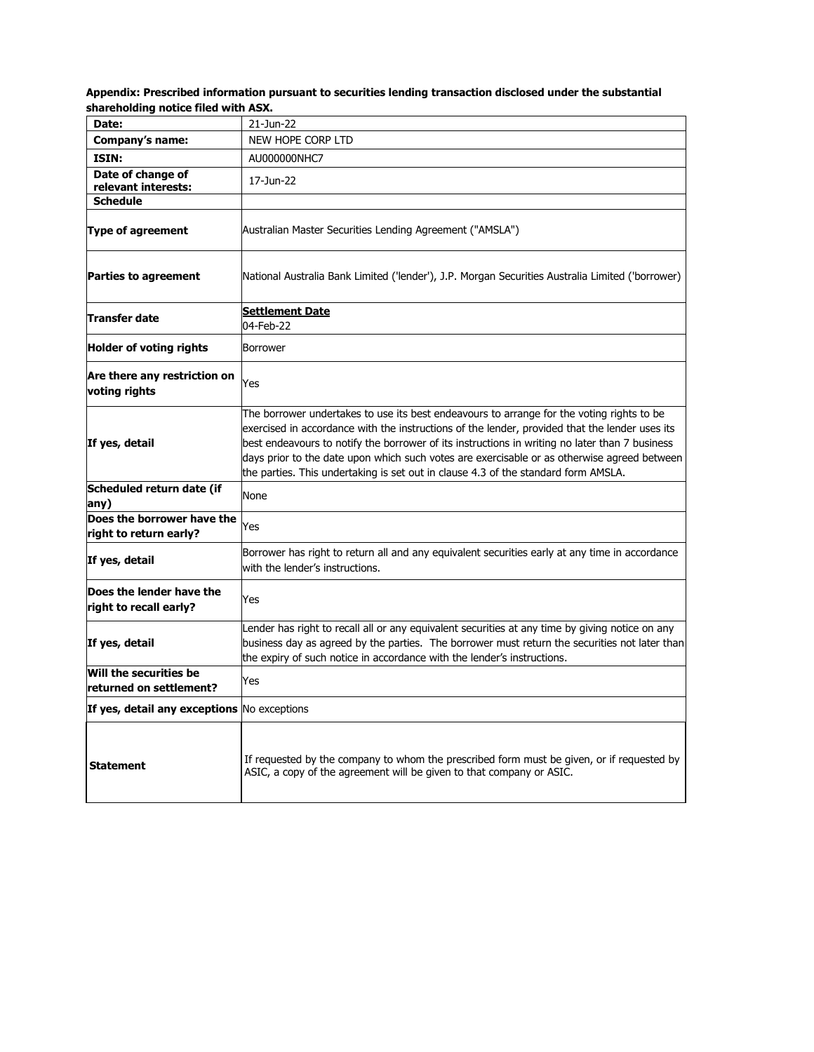**Appendix: Prescribed information pursuant to securities lending transaction disclosed under the substantial shareholding notice filed with ASX.**

| | |
|---|---|
| **Date:** | 21-Jun-22 |
| **Company's name:** | NEW HOPE CORP LTD |
| **ISIN:** | AU000000NHC7 |
| **Date of change of relevant interests:** | 17-Jun-22 |
| **Schedule** | |
| **Type of agreement** | Australian Master Securities Lending Agreement ("AMSLA") |
| **Parties to agreement** | National Australia Bank Limited ('lender'), J.P. Morgan Securities Australia Limited ('borrower) |
| **Transfer date** | **Settlement Date** 04-Feb-22 |
| **Holder of voting rights** | Borrower |
| **Are there any restriction on voting rights** | Yes |
| **If yes, detail** | The borrower undertakes to use its best endeavours to arrange for the voting rights to be exercised in accordance with the instructions of the lender, provided that the lender uses its best endeavours to notify the borrower of its instructions in writing no later than 7 business days prior to the date upon which such votes are exercisable or as otherwise agreed between the parties. This undertaking is set out in clause 4.3 of the standard form AMSLA. |
| **Scheduled return date (if any)** | None |
| **Does the borrower have the right to return early?** | Yes |
| **If yes, detail** | Borrower has right to return all and any equivalent securities early at any time in accordance with the lender's instructions. |
| **Does the lender have the right to recall early?** | Yes |
| **If yes, detail** | Lender has right to recall all or any equivalent securities at any time by giving notice on any business day as agreed by the parties. The borrower must return the securities not later than the expiry of such notice in accordance with the lender's instructions. |
| **Will the securities be returned on settlement?** | Yes |
| **If yes, detail any exceptions** | No exceptions |
| **Statement** | If requested by the company to whom the prescribed form must be given, or if requested by ASIC, a copy of the agreement will be given to that company or ASIC. |